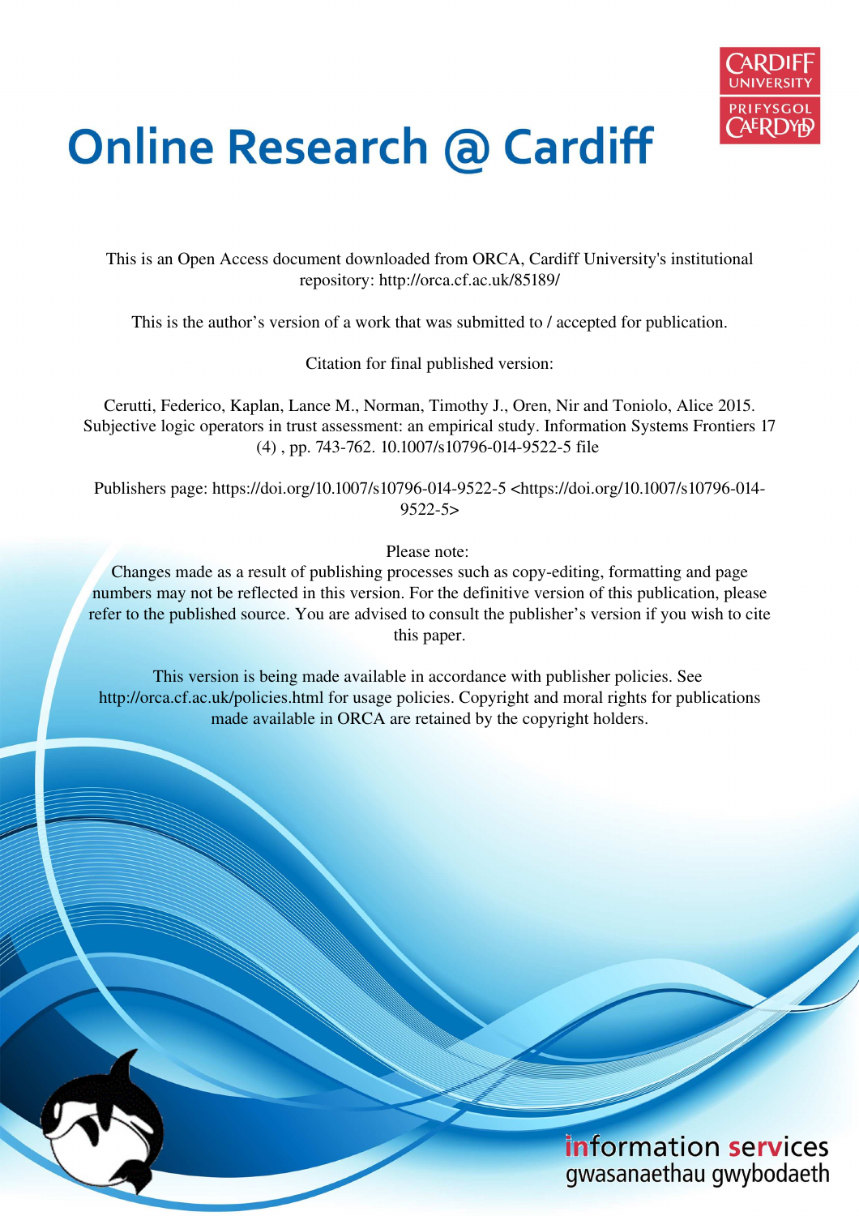# Online Research @ Cardiff

This is an Open Access document downloaded from ORCA, Cardiff University's institutional repository: http://orca.cf.ac.uk/85189/

This is the author's version of a work that was submitted to / accepted for publication.

Citation for final published version:

Cerutti, Federico, Kaplan, Lance M., Norman, Timothy J., Oren, Nir and Toniolo, Alice 2015. Subjective logic operators in trust assessment: an empirical study. Information Systems Frontiers 17 (4) , pp. 743-762. 10.1007/s10796-014-9522-5 file

Publishers page: https://doi.org/10.1007/s10796-014-9522-5 <https://doi.org/10.1007/s10796-014-9522-5>

Please note:
Changes made as a result of publishing processes such as copy-editing, formatting and page numbers may not be reflected in this version. For the definitive version of this publication, please refer to the published source. You are advised to consult the publisher's version if you wish to cite this paper.

This version is being made available in accordance with publisher policies. See http://orca.cf.ac.uk/policies.html for usage policies. Copyright and moral rights for publications made available in ORCA are retained by the copyright holders.

information services
gwasanaethau gwybodaeth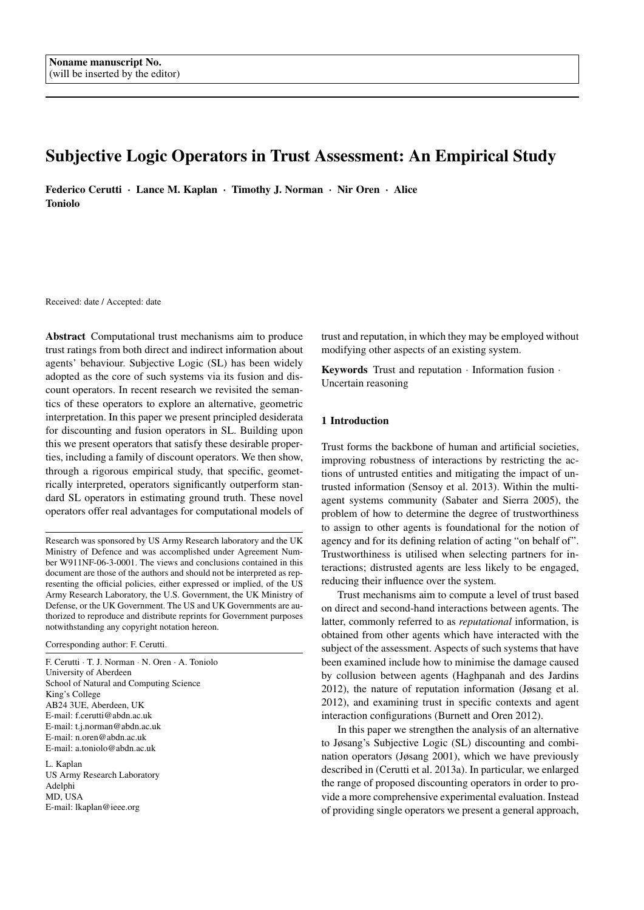Noname manuscript No.
(will be inserted by the editor)

# Subjective Logic Operators in Trust Assessment: An Empirical Study

**Federico Cerutti · Lance M. Kaplan · Timothy J. Norman · Nir Oren · Alice Toniolo**

Received: date / Accepted: date

**Abstract** Computational trust mechanisms aim to produce trust ratings from both direct and indirect information about agents' behaviour. Subjective Logic (SL) has been widely adopted as the core of such systems via its fusion and discount operators. In recent research we revisited the semantics of these operators to explore an alternative, geometric interpretation. In this paper we present principled desiderata for discounting and fusion operators in SL. Building upon this we present operators that satisfy these desirable properties, including a family of discount operators. We then show, through a rigorous empirical study, that specific, geometrically interpreted, operators significantly outperform standard SL operators in estimating ground truth. These novel operators offer real advantages for computational models of trust and reputation, in which they may be employed without modifying other aspects of an existing system.

**Keywords** Trust and reputation · Information fusion · Uncertain reasoning

Research was sponsored by US Army Research laboratory and the UK Ministry of Defence and was accomplished under Agreement Number W911NF-06-3-0001. The views and conclusions contained in this document are those of the authors and should not be interpreted as representing the official policies, either expressed or implied, of the US Army Research Laboratory, the U.S. Government, the UK Ministry of Defense, or the UK Government. The US and UK Governments are authorized to reproduce and distribute reprints for Government purposes notwithstanding any copyright notation hereon.

Corresponding author: F. Cerutti.

F. Cerutti · T. J. Norman · N. Oren · A. Toniolo
University of Aberdeen
School of Natural and Computing Science
King's College
AB24 3UE, Aberdeen, UK
E-mail: f.cerutti@abdn.ac.uk
E-mail: t.j.norman@abdn.ac.uk
E-mail: n.oren@abdn.ac.uk
E-mail: a.toniolo@abdn.ac.uk

L. Kaplan
US Army Research Laboratory
Adelphi
MD, USA
E-mail: lkaplan@ieee.org

## 1 Introduction

Trust forms the backbone of human and artificial societies, improving robustness of interactions by restricting the actions of untrusted entities and mitigating the impact of untrusted information (Sensoy et al. 2013). Within the multi-agent systems community (Sabater and Sierra 2005), the problem of how to determine the degree of trustworthiness to assign to other agents is foundational for the notion of agency and for its defining relation of acting "on behalf of". Trustworthiness is utilised when selecting partners for interactions; distrusted agents are less likely to be engaged, reducing their influence over the system.

Trust mechanisms aim to compute a level of trust based on direct and second-hand interactions between agents. The latter, commonly referred to as *reputational* information, is obtained from other agents which have interacted with the subject of the assessment. Aspects of such systems that have been examined include how to minimise the damage caused by collusion between agents (Haghpanah and des Jardins 2012), the nature of reputation information (Jøsang et al. 2012), and examining trust in specific contexts and agent interaction configurations (Burnett and Oren 2012).

In this paper we strengthen the analysis of an alternative to Jøsang's Subjective Logic (SL) discounting and combination operators (Jøsang 2001), which we have previously described in (Cerutti et al. 2013a). In particular, we enlarged the range of proposed discounting operators in order to provide a more comprehensive experimental evaluation. Instead of providing single operators we present a general approach,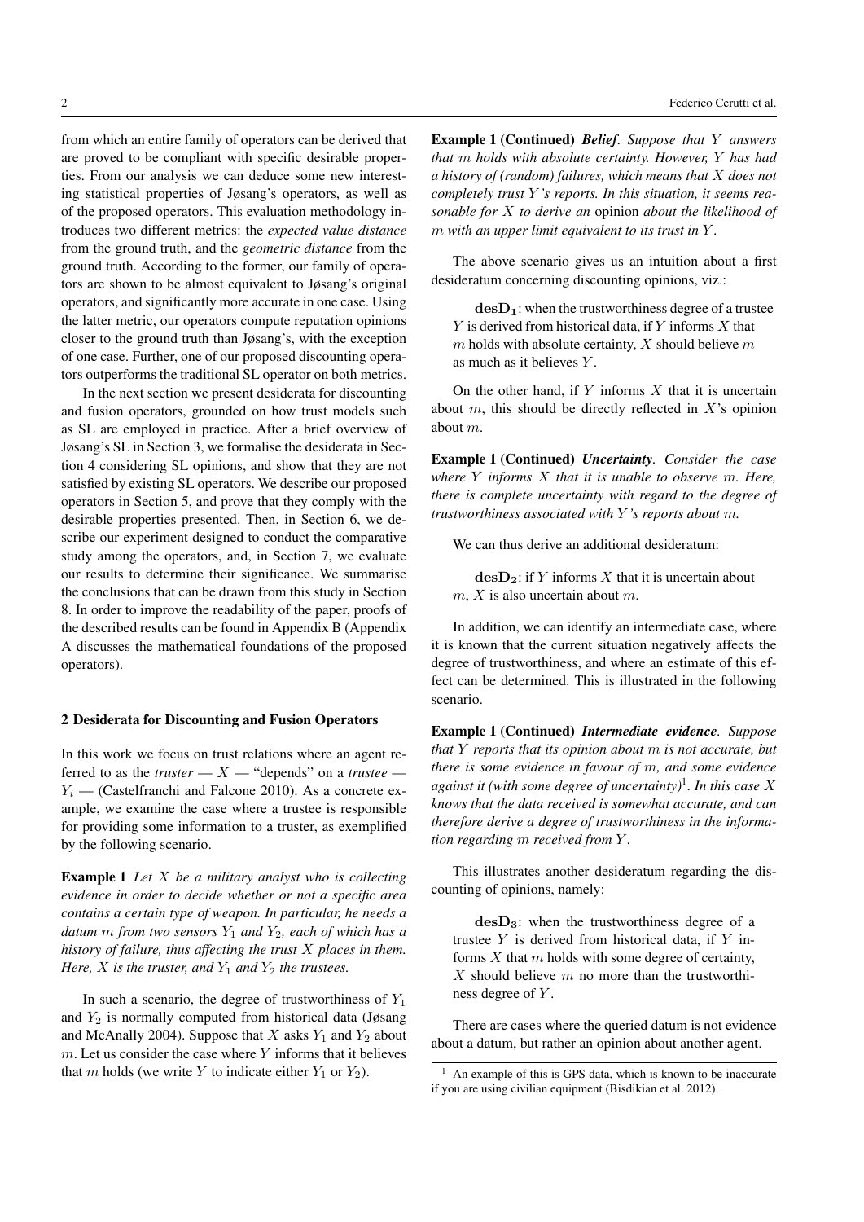from which an entire family of operators can be derived that are proved to be compliant with specific desirable properties. From our analysis we can deduce some new interesting statistical properties of Jøsang's operators, as well as of the proposed operators. This evaluation methodology introduces two different metrics: the *expected value distance* from the ground truth, and the *geometric distance* from the ground truth. According to the former, our family of operators are shown to be almost equivalent to Jøsang's original operators, and significantly more accurate in one case. Using the latter metric, our operators compute reputation opinions closer to the ground truth than Jøsang's, with the exception of one case. Further, one of our proposed discounting operators outperforms the traditional SL operator on both metrics.

In the next section we present desiderata for discounting and fusion operators, grounded on how trust models such as SL are employed in practice. After a brief overview of Jøsang's SL in Section 3, we formalise the desiderata in Section 4 considering SL opinions, and show that they are not satisfied by existing SL operators. We describe our proposed operators in Section 5, and prove that they comply with the desirable properties presented. Then, in Section 6, we describe our experiment designed to conduct the comparative study among the operators, and, in Section 7, we evaluate our results to determine their significance. We summarise the conclusions that can be drawn from this study in Section 8. In order to improve the readability of the paper, proofs of the described results can be found in Appendix B (Appendix A discusses the mathematical foundations of the proposed operators).

## 2 Desiderata for Discounting and Fusion Operators

In this work we focus on trust relations where an agent referred to as the *truster* — $X$ — "depends" on a *trustee* — $Y_i$ — (Castelfranchi and Falcone 2010). As a concrete example, we examine the case where a trustee is responsible for providing some information to a truster, as exemplified by the following scenario.

**Example 1** *Let $X$ be a military analyst who is collecting evidence in order to decide whether or not a specific area contains a certain type of weapon. In particular, he needs a datum $m$ from two sensors $Y_1$ and $Y_2$, each of which has a history of failure, thus affecting the trust $X$ places in them. Here, $X$ is the truster, and $Y_1$ and $Y_2$ the trustees.*

In such a scenario, the degree of trustworthiness of $Y_1$ and $Y_2$ is normally computed from historical data (Jøsang and McAnally 2004). Suppose that $X$ asks $Y_1$ and $Y_2$ about $m$. Let us consider the case where $Y$ informs that it believes that $m$ holds (we write $Y$ to indicate either $Y_1$ or $Y_2$).

**Example 1 (Continued)** ***Belief****. Suppose that $Y$ answers that $m$ holds with absolute certainty. However, $Y$ has had a history of (random) failures, which means that $X$ does not completely trust $Y$'s reports. In this situation, it seems reasonable for $X$ to derive an* opinion *about the likelihood of $m$ with an upper limit equivalent to its trust in $Y$.*

The above scenario gives us an intuition about a first desideratum concerning discounting opinions, viz.:

> $\mathbf{desD_1}$: when the trustworthiness degree of a trustee $Y$ is derived from historical data, if $Y$ informs $X$ that $m$ holds with absolute certainty, $X$ should believe $m$ as much as it believes $Y$.

On the other hand, if $Y$ informs $X$ that it is uncertain about $m$, this should be directly reflected in $X$'s opinion about $m$.

**Example 1 (Continued)** ***Uncertainty****. Consider the case where $Y$ informs $X$ that it is unable to observe $m$. Here, there is complete uncertainty with regard to the degree of trustworthiness associated with $Y$'s reports about $m$.*

We can thus derive an additional desideratum:

> $\mathbf{desD_2}$: if $Y$ informs $X$ that it is uncertain about $m$, $X$ is also uncertain about $m$.

In addition, we can identify an intermediate case, where it is known that the current situation negatively affects the degree of trustworthiness, and where an estimate of this effect can be determined. This is illustrated in the following scenario.

**Example 1 (Continued)** ***Intermediate evidence****. Suppose that $Y$ reports that its opinion about $m$ is not accurate, but there is some evidence in favour of $m$, and some evidence against it (with some degree of uncertainty)*[1]*. In this case $X$ knows that the data received is somewhat accurate, and can therefore derive a degree of trustworthiness in the information regarding $m$ received from $Y$.*

This illustrates another desideratum regarding the discounting of opinions, namely:

> $\mathbf{desD_3}$: when the trustworthiness degree of a trustee $Y$ is derived from historical data, if $Y$ informs $X$ that $m$ holds with some degree of certainty, $X$ should believe $m$ no more than the trustworthiness degree of $Y$.

There are cases where the queried datum is not evidence about a datum, but rather an opinion about another agent.

[1] An example of this is GPS data, which is known to be inaccurate if you are using civilian equipment (Bisdikian et al. 2012).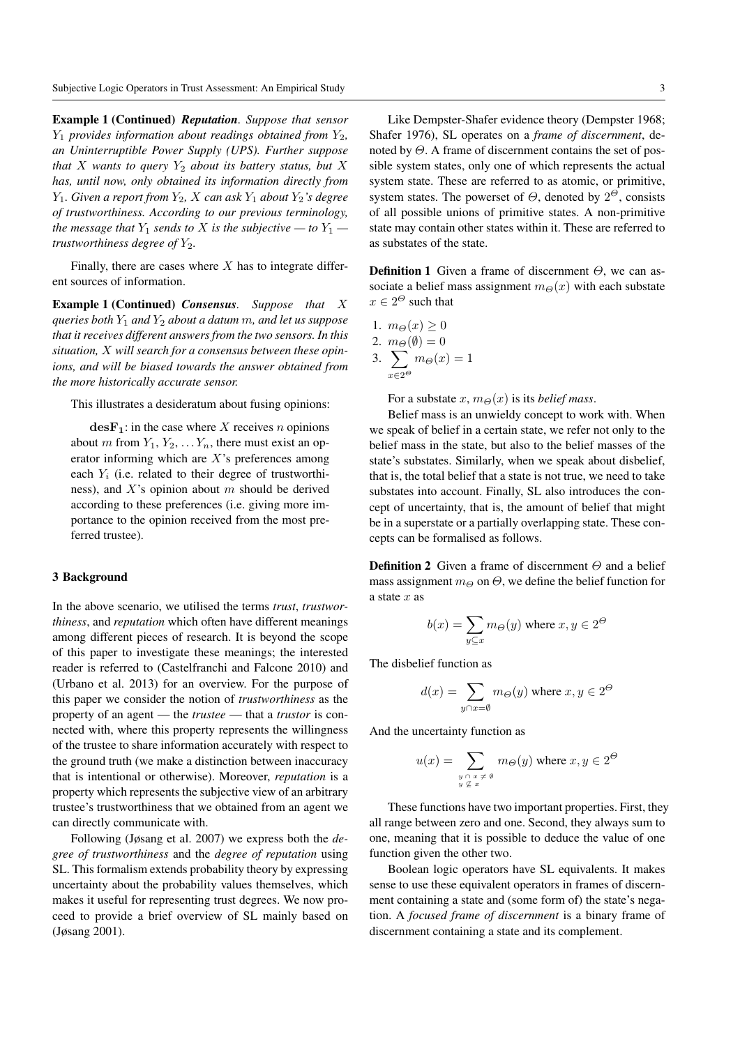**Example 1 (Continued)** ***Reputation***. *Suppose that sensor $Y_1$ provides information about readings obtained from $Y_2$, an Uninterruptible Power Supply (UPS). Further suppose that $X$ wants to query $Y_2$ about its battery status, but $X$ has, until now, only obtained its information directly from $Y_1$. Given a report from $Y_2$, $X$ can ask $Y_1$ about $Y_2$'s degree of trustworthiness. According to our previous terminology, the message that $Y_1$ sends to $X$ is the subjective — to $Y_1$ — trustworthiness degree of $Y_2$.*

Finally, there are cases where $X$ has to integrate different sources of information.

**Example 1 (Continued)** ***Consensus***. *Suppose that $X$ queries both $Y_1$ and $Y_2$ about a datum $m$, and let us suppose that it receives different answers from the two sensors. In this situation, $X$ will search for a consensus between these opinions, and will be biased towards the answer obtained from the more historically accurate sensor.*

This illustrates a desideratum about fusing opinions:

> $\mathbf{desF_1}$: in the case where $X$ receives $n$ opinions about $m$ from $Y_1, Y_2, \ldots Y_n$, there must exist an operator informing which are $X$'s preferences among each $Y_i$ (i.e. related to their degree of trustworthiness), and $X$'s opinion about $m$ should be derived according to these preferences (i.e. giving more importance to the opinion received from the most preferred trustee).

## 3 Background

In the above scenario, we utilised the terms *trust*, *trustworthiness*, and *reputation* which often have different meanings among different pieces of research. It is beyond the scope of this paper to investigate these meanings; the interested reader is referred to (Castelfranchi and Falcone 2010) and (Urbano et al. 2013) for an overview. For the purpose of this paper we consider the notion of *trustworthiness* as the property of an agent — the *trustee* — that a *trustor* is connected with, where this property represents the willingness of the trustee to share information accurately with respect to the ground truth (we make a distinction between inaccuracy that is intentional or otherwise). Moreover, *reputation* is a property which represents the subjective view of an arbitrary trustee's trustworthiness that we obtained from an agent we can directly communicate with.

Following (Jøsang et al. 2007) we express both the *degree of trustworthiness* and the *degree of reputation* using SL. This formalism extends probability theory by expressing uncertainty about the probability values themselves, which makes it useful for representing trust degrees. We now proceed to provide a brief overview of SL mainly based on (Jøsang 2001).

Like Dempster-Shafer evidence theory (Dempster 1968; Shafer 1976), SL operates on a *frame of discernment*, denoted by $\Theta$. A frame of discernment contains the set of possible system states, only one of which represents the actual system state. These are referred to as atomic, or primitive, system states. The powerset of $\Theta$, denoted by $2^{\Theta}$, consists of all possible unions of primitive states. A non-primitive state may contain other states within it. These are referred to as substates of the state.

**Definition 1** Given a frame of discernment $\Theta$, we can associate a belief mass assignment $m_{\Theta}(x)$ with each substate $x \in 2^{\Theta}$ such that

1. $m_{\Theta}(x) \geq 0$
2. $m_{\Theta}(\emptyset) = 0$
3. $\sum_{x \in 2^{\Theta}} m_{\Theta}(x) = 1$

For a substate $x$, $m_{\Theta}(x)$ is its *belief mass*.

Belief mass is an unwieldy concept to work with. When we speak of belief in a certain state, we refer not only to the belief mass in the state, but also to the belief masses of the state's substates. Similarly, when we speak about disbelief, that is, the total belief that a state is not true, we need to take substates into account. Finally, SL also introduces the concept of uncertainty, that is, the amount of belief that might be in a superstate or a partially overlapping state. These concepts can be formalised as follows.

**Definition 2** Given a frame of discernment $\Theta$ and a belief mass assignment $m_{\Theta}$ on $\Theta$, we define the belief function for a state $x$ as

$$b(x) = \sum_{y \subseteq x} m_{\Theta}(y) \text{ where } x, y \in 2^{\Theta}$$

The disbelief function as

$$d(x) = \sum_{y \cap x = \emptyset} m_{\Theta}(y) \text{ where } x, y \in 2^{\Theta}$$

And the uncertainty function as

$$u(x) = \sum_{\substack{y \cap x \neq \emptyset \\ y \not\subseteq x}} m_{\Theta}(y) \text{ where } x, y \in 2^{\Theta}$$

These functions have two important properties. First, they all range between zero and one. Second, they always sum to one, meaning that it is possible to deduce the value of one function given the other two.

Boolean logic operators have SL equivalents. It makes sense to use these equivalent operators in frames of discernment containing a state and (some form of) the state's negation. A *focused frame of discernment* is a binary frame of discernment containing a state and its complement.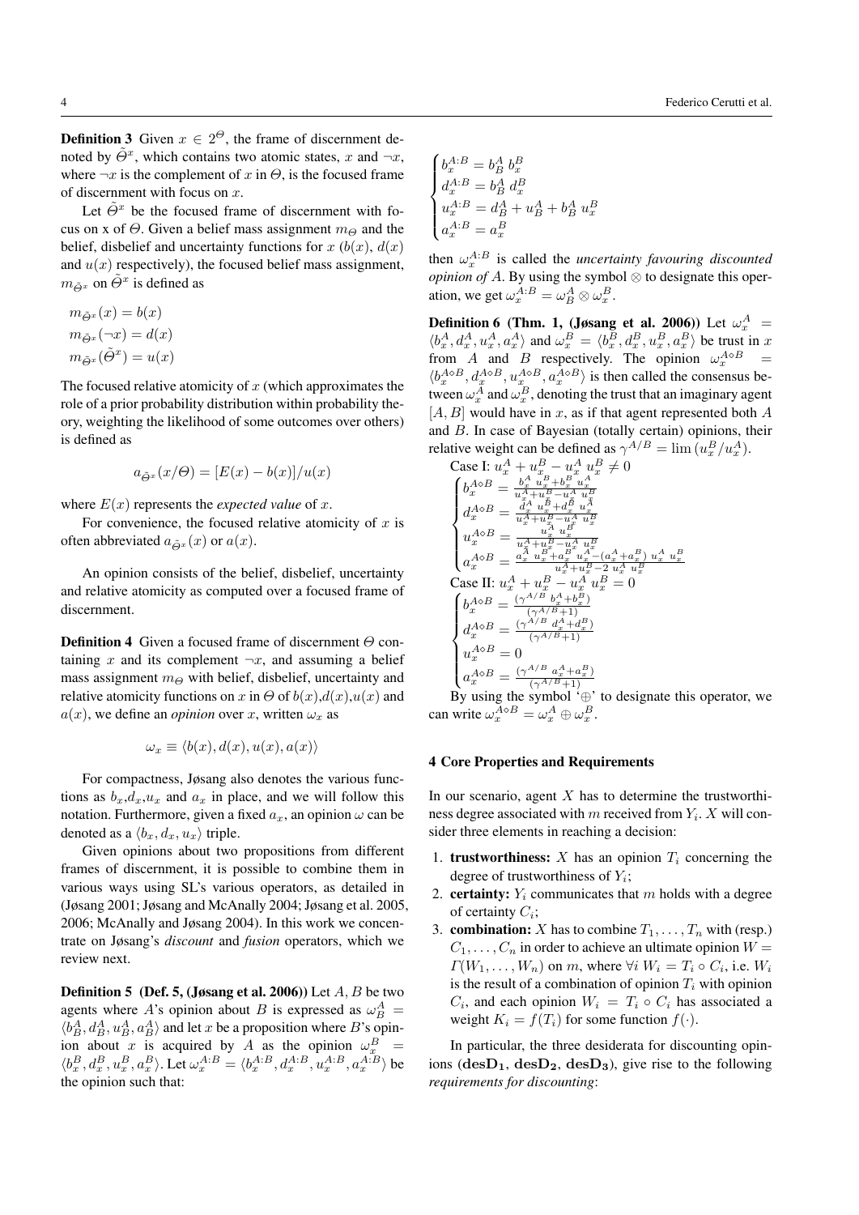**Definition 3** Given $x \in 2^{\Theta}$, the frame of discernment denoted by $\tilde{\Theta}^x$, which contains two atomic states, $x$ and $\neg x$, where $\neg x$ is the complement of $x$ in $\Theta$, is the focused frame of discernment with focus on $x$.

Let $\tilde{\Theta}^x$ be the focused frame of discernment with focus on x of $\Theta$. Given a belief mass assignment $m_\Theta$ and the belief, disbelief and uncertainty functions for $x$ ($b(x)$, $d(x)$ and $u(x)$ respectively), the focused belief mass assignment, $m_{\tilde{\Theta}^x}$ on $\tilde{\Theta}^x$ is defined as

$$m_{\tilde{\Theta}^x}(x) = b(x)$$
$$m_{\tilde{\Theta}^x}(\neg x) = d(x)$$
$$m_{\tilde{\Theta}^x}(\tilde{\Theta}^x) = u(x)$$

The focused relative atomicity of $x$ (which approximates the role of a prior probability distribution within probability theory, weighting the likelihood of some outcomes over others) is defined as

$$a_{\tilde{\Theta}^x}(x/\Theta) = [E(x) - b(x)]/u(x)$$

where $E(x)$ represents the *expected value* of $x$.

For convenience, the focused relative atomicity of $x$ is often abbreviated $a_{\tilde{\Theta}^x}(x)$ or $a(x)$.

An opinion consists of the belief, disbelief, uncertainty and relative atomicity as computed over a focused frame of discernment.

**Definition 4** Given a focused frame of discernment $\Theta$ containing $x$ and its complement $\neg x$, and assuming a belief mass assignment $m_\Theta$ with belief, disbelief, uncertainty and relative atomicity functions on $x$ in $\Theta$ of $b(x)$,$d(x)$,$u(x)$ and $a(x)$, we define an *opinion* over $x$, written $\omega_x$ as

$$\omega_x \equiv \langle b(x), d(x), u(x), a(x) \rangle$$

For compactness, Jøsang also denotes the various functions as $b_x$,$d_x$,$u_x$ and $a_x$ in place, and we will follow this notation. Furthermore, given a fixed $a_x$, an opinion $\omega$ can be denoted as a $\langle b_x, d_x, u_x \rangle$ triple.

Given opinions about two propositions from different frames of discernment, it is possible to combine them in various ways using SL's various operators, as detailed in (Jøsang 2001; Jøsang and McAnally 2004; Jøsang et al. 2005, 2006; McAnally and Jøsang 2004). In this work we concentrate on Jøsang's *discount* and *fusion* operators, which we review next.

**Definition 5 (Def. 5, (Jøsang et al. 2006))** Let $A, B$ be two agents where $A$'s opinion about $B$ is expressed as $\omega_B^A = \langle b_B^A, d_B^A, u_B^A, a_B^A \rangle$ and let $x$ be a proposition where $B$'s opinion about $x$ is acquired by $A$ as the opinion $\omega_x^B = \langle b_x^B, d_x^B, u_x^B, a_x^B \rangle$. Let $\omega_x^{A:B} = \langle b_x^{A:B}, d_x^{A:B}, u_x^{A:B}, a_x^{A:B} \rangle$ be the opinion such that:

$$\begin{cases} b_x^{A:B} = b_B^A \, b_x^B \\ d_x^{A:B} = b_B^A \, d_x^B \\ u_x^{A:B} = d_B^A + u_B^A + b_B^A \, u_x^B \\ a_x^{A:B} = a_x^B \end{cases}$$

then $\omega_x^{A:B}$ is called the *uncertainty favouring discounted opinion of* $A$. By using the symbol $\otimes$ to designate this operation, we get $\omega_x^{A:B} = \omega_B^A \otimes \omega_x^B$.

**Definition 6 (Thm. 1, (Jøsang et al. 2006))** Let $\omega_x^A = \langle b_x^A, d_x^A, u_x^A, a_x^A \rangle$ and $\omega_x^B = \langle b_x^B, d_x^B, u_x^B, a_x^B \rangle$ be trust in $x$ from $A$ and $B$ respectively. The opinion $\omega_x^{A \diamond B} = \langle b_x^{A \diamond B}, d_x^{A \diamond B}, u_x^{A \diamond B}, a_x^{A \diamond B} \rangle$ is then called the consensus between $\omega_x^A$ and $\omega_x^B$, denoting the trust that an imaginary agent $[A, B]$ would have in $x$, as if that agent represented both $A$ and $B$. In case of Bayesian (totally certain) opinions, their relative weight can be defined as $\gamma^{A/B} = \lim (u_x^B / u_x^A)$.

Case I: $u_x^A + u_x^B - u_x^A \, u_x^B \neq 0$

$$\begin{cases} b_x^{A \diamond B} = \frac{b_x^A \, u_x^B + b_x^B \, u_x^A}{u_x^A + u_x^B - u_x^A \, u_x^B} \\ d_x^{A \diamond B} = \frac{d_x^A \, u_x^B + d_x^B \, u_x^A}{u_x^A + u_x^B - u_x^A \, u_x^B} \\ u_x^{A \diamond B} = \frac{u_x^A \, u_x^B}{u_x^A + u_x^B - u_x^A \, u_x^B} \\ a_x^{A \diamond B} = \frac{a_x^A \, u_x^B + a_x^B \, u_x^A - (a_x^A + a_x^B) \, u_x^A \, u_x^B}{u_x^A + u_x^B - 2 \, u_x^A \, u_x^B} \end{cases}$$

Case II: $u_x^A + u_x^B - u_x^A \, u_x^B = 0$

$$\begin{cases} b_x^{A \diamond B} = \frac{(\gamma^{A/B} \, b_x^A + b_x^B)}{(\gamma^{A/B} + 1)} \\ d_x^{A \diamond B} = \frac{(\gamma^{A/B} \, d_x^A + d_x^B)}{(\gamma^{A/B} + 1)} \\ u_x^{A \diamond B} = 0 \\ a_x^{A \diamond B} = \frac{(\gamma^{A/B} \, a_x^A + a_x^B)}{(\gamma^{A/B} + 1)} \end{cases}$$

By using the symbol '$\oplus$' to designate this operator, we can write $\omega_x^{A \diamond B} = \omega_x^A \oplus \omega_x^B$.

## 4 Core Properties and Requirements

In our scenario, agent $X$ has to determine the trustworthiness degree associated with $m$ received from $Y_i$. $X$ will consider three elements in reaching a decision:

1. **trustworthiness:** $X$ has an opinion $T_i$ concerning the degree of trustworthiness of $Y_i$;
2. **certainty:** $Y_i$ communicates that $m$ holds with a degree of certainty $C_i$;
3. **combination:** $X$ has to combine $T_1, \ldots, T_n$ with (resp.) $C_1, \ldots, C_n$ in order to achieve an ultimate opinion $W = \Gamma(W_1, \ldots, W_n)$ on $m$, where $\forall i \; W_i = T_i \circ C_i$, i.e. $W_i$ is the result of a combination of opinion $T_i$ with opinion $C_i$, and each opinion $W_i = T_i \circ C_i$ has associated a weight $K_i = f(T_i)$ for some function $f(\cdot)$.

In particular, the three desiderata for discounting opinions ($\mathbf{desD_1}$, $\mathbf{desD_2}$, $\mathbf{desD_3}$), give rise to the following *requirements for discounting*: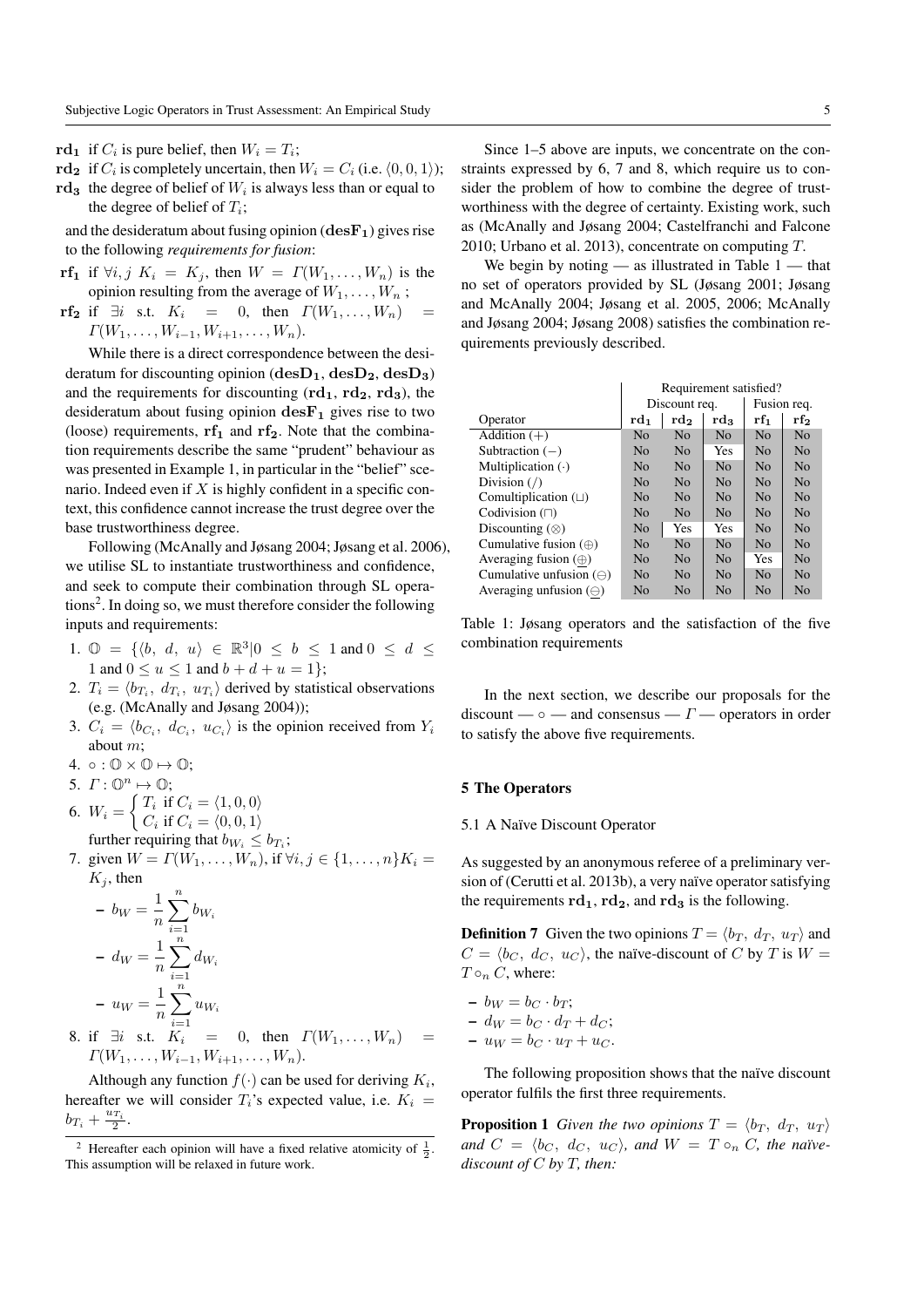**$\mathbf{rd_1}$** if $C_i$ is pure belief, then $W_i = T_i$;

**$\mathbf{rd_2}$** if $C_i$ is completely uncertain, then $W_i = C_i$ (i.e. $\langle 0, 0, 1\rangle$);

**$\mathbf{rd_3}$** the degree of belief of $W_i$ is always less than or equal to the degree of belief of $T_i$;

and the desideratum about fusing opinion ($\mathbf{desF_1}$) gives rise to the following *requirements for fusion*:

**$\mathbf{rf_1}$** if $\forall i, j\ K_i = K_j$, then $W = \Gamma(W_1, \ldots, W_n)$ is the opinion resulting from the average of $W_1, \ldots, W_n$ ;

**$\mathbf{rf_2}$** if $\exists i$ s.t. $K_i = 0$, then $\Gamma(W_1, \ldots, W_n) = \Gamma(W_1, \ldots, W_{i-1}, W_{i+1}, \ldots, W_n)$.

While there is a direct correspondence between the desideratum for discounting opinion ($\mathbf{desD_1}$, $\mathbf{desD_2}$, $\mathbf{desD_3}$) and the requirements for discounting ($\mathbf{rd_1}$, $\mathbf{rd_2}$, $\mathbf{rd_3}$), the desideratum about fusing opinion $\mathbf{desF_1}$ gives rise to two (loose) requirements, $\mathbf{rf_1}$ and $\mathbf{rf_2}$. Note that the combination requirements describe the same "prudent" behaviour as was presented in Example 1, in particular in the "belief" scenario. Indeed even if $X$ is highly confident in a specific context, this confidence cannot increase the trust degree over the base trustworthiness degree.

Following (McAnally and Jøsang 2004; Jøsang et al. 2006), we utilise SL to instantiate trustworthiness and confidence, and seek to compute their combination through SL operations[2]. In doing so, we must therefore consider the following inputs and requirements:

1. $\mathbb{O} = \{\langle b,\ d,\ u\rangle \in \mathbb{R}^3 | 0 \leq b \leq 1 \text{ and } 0 \leq d \leq 1 \text{ and } 0 \leq u \leq 1 \text{ and } b + d + u = 1\}$;
2. $T_i = \langle b_{T_i},\ d_{T_i},\ u_{T_i}\rangle$ derived by statistical observations (e.g. (McAnally and Jøsang 2004));
3. $C_i = \langle b_{C_i},\ d_{C_i},\ u_{C_i}\rangle$ is the opinion received from $Y_i$ about $m$;
4. $\circ : \mathbb{O} \times \mathbb{O} \mapsto \mathbb{O}$;
5. $\Gamma : \mathbb{O}^n \mapsto \mathbb{O}$;
6. $W_i = \begin{cases} T_i & \text{if } C_i = \langle 1, 0, 0\rangle \\ C_i & \text{if } C_i = \langle 0, 0, 1\rangle \end{cases}$
   further requiring that $b_{W_i} \leq b_{T_i}$;
7. given $W = \Gamma(W_1, \ldots, W_n)$, if $\forall i, j \in \{1, \ldots, n\} K_i = K_j$, then
   - $b_W = \dfrac{1}{n}\displaystyle\sum_{i=1}^{n} b_{W_i}$
   - $d_W = \dfrac{1}{n}\displaystyle\sum_{i=1}^{n} d_{W_i}$
   - $u_W = \dfrac{1}{n}\displaystyle\sum_{i=1}^{n} u_{W_i}$
8. if $\exists i$ s.t. $K_i = 0$, then $\Gamma(W_1, \ldots, W_n) = \Gamma(W_1, \ldots, W_{i-1}, W_{i+1}, \ldots, W_n)$.

Although any function $f(\cdot)$ can be used for deriving $K_i$, hereafter we will consider $T_i$'s expected value, i.e. $K_i = b_{T_i} + \frac{u_{T_i}}{2}$.

[2] Hereafter each opinion will have a fixed relative atomicity of $\frac{1}{2}$. This assumption will be relaxed in future work.

Since 1–5 above are inputs, we concentrate on the constraints expressed by 6, 7 and 8, which require us to consider the problem of how to combine the degree of trustworthiness with the degree of certainty. Existing work, such as (McAnally and Jøsang 2004; Castelfranchi and Falcone 2010; Urbano et al. 2013), concentrate on computing $T$.

We begin by noting — as illustrated in Table 1 — that no set of operators provided by SL (Jøsang 2001; Jøsang and McAnally 2004; Jøsang et al. 2005, 2006; McAnally and Jøsang 2004; Jøsang 2008) satisfies the combination requirements previously described.

| | Requirement satisfied? | | | | |
|---|---|---|---|---|---|
| | Discount req. | | | Fusion req. | |
| Operator | $\mathbf{rd_1}$ | $\mathbf{rd_2}$ | $\mathbf{rd_3}$ | $\mathbf{rf_1}$ | $\mathbf{rf_2}$ |
| Addition ($+$) | No | No | No | No | No |
| Subtraction ($-$) | No | No | Yes | No | No |
| Multiplication ($\cdot$) | No | No | No | No | No |
| Division ($/$) | No | No | No | No | No |
| Comultiplication ($\sqcup$) | No | No | No | No | No |
| Codivision ($\sqcap$) | No | No | No | No | No |
| Discounting ($\otimes$) | No | Yes | Yes | No | No |
| Cumulative fusion ($\oplus$) | No | No | No | No | No |
| Averaging fusion ($\underline{\oplus}$) | No | No | No | Yes | No |
| Cumulative unfusion ($\ominus$) | No | No | No | No | No |
| Averaging unfusion ($\underline{\ominus}$) | No | No | No | No | No |

Table 1: Jøsang operators and the satisfaction of the five combination requirements

In the next section, we describe our proposals for the discount — $\circ$ — and consensus — $\Gamma$ — operators in order to satisfy the above five requirements.

## 5 The Operators

### 5.1 A Naïve Discount Operator

As suggested by an anonymous referee of a preliminary version of (Cerutti et al. 2013b), a very naïve operator satisfying the requirements $\mathbf{rd_1}$, $\mathbf{rd_2}$, and $\mathbf{rd_3}$ is the following.

**Definition 7** Given the two opinions $T = \langle b_T,\ d_T,\ u_T\rangle$ and $C = \langle b_C,\ d_C,\ u_C\rangle$, the naïve-discount of $C$ by $T$ is $W = T \circ_n C$, where:

- $b_W = b_C \cdot b_T$;
- $d_W = b_C \cdot d_T + d_C$;
- $u_W = b_C \cdot u_T + u_C$.

The following proposition shows that the naïve discount operator fulfils the first three requirements.

**Proposition 1** *Given the two opinions $T = \langle b_T,\ d_T,\ u_T\rangle$ and $C = \langle b_C,\ d_C,\ u_C\rangle$, and $W = T \circ_n C$, the naïve-discount of $C$ by $T$, then:*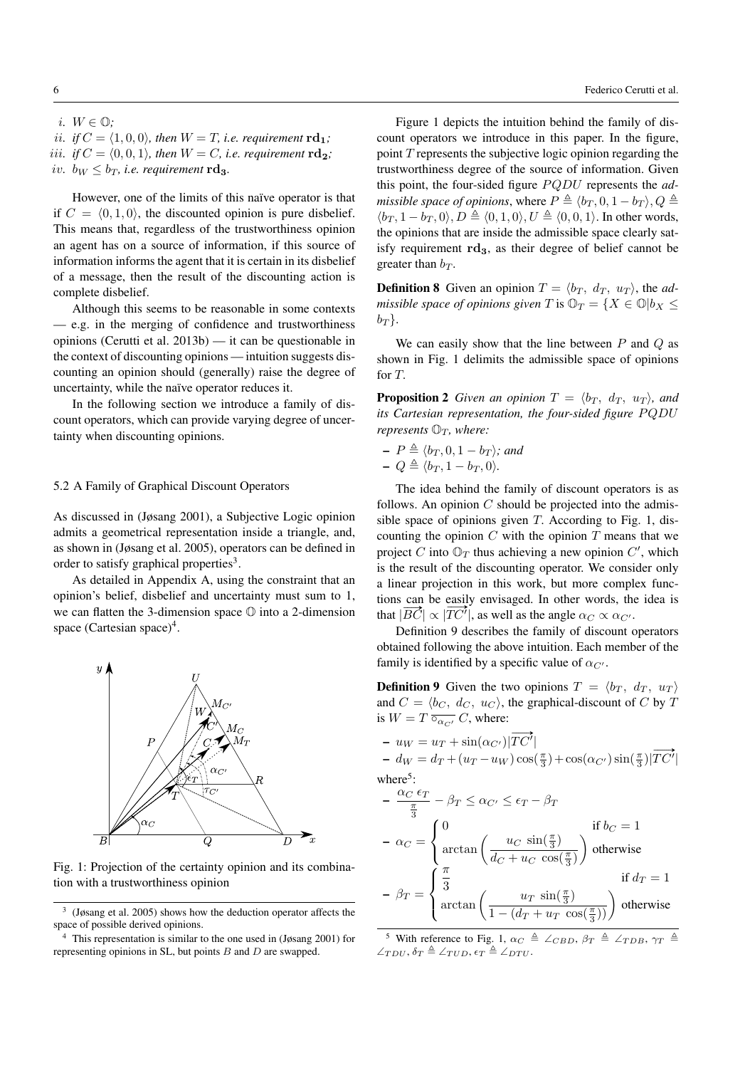*i.* $W \in \mathbb{O}$;

*ii.* *if* $C = \langle 1, 0, 0 \rangle$*, then* $W = T$*, i.e. requirement* $\mathbf{rd_1}$*;*

*iii.* *if* $C = \langle 0, 0, 1 \rangle$*, then* $W = C$*, i.e. requirement* $\mathbf{rd_2}$*;*

*iv.* $b_W \leq b_T$*, i.e. requirement* $\mathbf{rd_3}$*.*

However, one of the limits of this naïve operator is that if $C = \langle 0, 1, 0 \rangle$, the discounted opinion is pure disbelief. This means that, regardless of the trustworthiness opinion an agent has on a source of information, if this source of information informs the agent that it is certain in its disbelief of a message, then the result of the discounting action is complete disbelief.

Although this seems to be reasonable in some contexts — e.g. in the merging of confidence and trustworthiness opinions (Cerutti et al. 2013b) — it can be questionable in the context of discounting opinions — intuition suggests discounting an opinion should (generally) raise the degree of uncertainty, while the naïve operator reduces it.

In the following section we introduce a family of discount operators, which can provide varying degree of uncertainty when discounting opinions.

### 5.2 A Family of Graphical Discount Operators

As discussed in (Jøsang 2001), a Subjective Logic opinion admits a geometrical representation inside a triangle, and, as shown in (Jøsang et al. 2005), operators can be defined in order to satisfy graphical properties[3].

As detailed in Appendix A, using the constraint that an opinion's belief, disbelief and uncertainty must sum to 1, we can flatten the 3-dimension space $\mathbb{O}$ into a 2-dimension space (Cartesian space)[4].

Fig. 1: Projection of the certainty opinion and its combination with a trustworthiness opinion

Figure 1 depicts the intuition behind the family of discount operators we introduce in this paper. In the figure, point $T$ represents the subjective logic opinion regarding the trustworthiness degree of the source of information. Given this point, the four-sided figure $PQDU$ represents the *admissible space of opinions*, where $P \triangleq \langle b_T, 0, 1 - b_T \rangle, Q \triangleq \langle b_T, 1 - b_T, 0 \rangle, D \triangleq \langle 0, 1, 0 \rangle, U \triangleq \langle 0, 0, 1 \rangle$. In other words, the opinions that are inside the admissible space clearly satisfy requirement $\mathbf{rd_3}$, as their degree of belief cannot be greater than $b_T$.

**Definition 8** Given an opinion $T = \langle b_T,\ d_T,\ u_T \rangle$, the *admissible space of opinions given* $T$ is $\mathbb{O}_T = \{X \in \mathbb{O} | b_X \leq b_T\}$.

We can easily show that the line between $P$ and $Q$ as shown in Fig. 1 delimits the admissible space of opinions for $T$.

**Proposition 2** *Given an opinion* $T = \langle b_T,\ d_T,\ u_T \rangle$*, and its Cartesian representation, the four-sided figure* $PQDU$ *represents* $\mathbb{O}_T$*, where:*

- $P \triangleq \langle b_T, 0, 1 - b_T \rangle$*; and*
- $Q \triangleq \langle b_T, 1 - b_T, 0 \rangle$*.*

The idea behind the family of discount operators is as follows. An opinion $C$ should be projected into the admissible space of opinions given $T$. According to Fig. 1, discounting the opinion $C$ with the opinion $T$ means that we project $C$ into $\mathbb{O}_T$ thus achieving a new opinion $C'$, which is the result of the discounting operator. We consider only a linear projection in this work, but more complex functions can be easily envisaged. In other words, the idea is that $|\overrightarrow{BC}| \propto |\overrightarrow{TC'}|$, as well as the angle $\alpha_C \propto \alpha_{C'}$.

Definition 9 describes the family of discount operators obtained following the above intuition. Each member of the family is identified by a specific value of $\alpha_{C'}$.

**Definition 9** Given the two opinions $T = \langle b_T,\ d_T,\ u_T \rangle$ and $C = \langle b_C,\ d_C,\ u_C \rangle$, the graphical-discount of $C$ by $T$ is $W = T \ \overline{\circ_{\alpha_{C'}}}\ C$, where:

- $u_W = u_T + \sin(\alpha_{C'}) |\overrightarrow{TC'}|$
- $d_W = d_T + (u_T - u_W) \cos(\frac{\pi}{3}) + \cos(\alpha_{C'}) \sin(\frac{\pi}{3}) |\overrightarrow{TC'}|$

where[5]:

- $\dfrac{\alpha_C\ \epsilon_T}{\frac{\pi}{3}} - \beta_T \leq \alpha_{C'} \leq \epsilon_T - \beta_T$
- $\alpha_C = \begin{cases} 0 & \text{if } b_C = 1 \\ \arctan\left(\dfrac{u_C\ \sin(\frac{\pi}{3})}{d_C + u_C\ \cos(\frac{\pi}{3})}\right) & \text{otherwise} \end{cases}$
- $\beta_T = \begin{cases} \dfrac{\pi}{3} & \text{if } d_T = 1 \\ \arctan\left(\dfrac{u_T\ \sin(\frac{\pi}{3})}{1 - (d_T + u_T\ \cos(\frac{\pi}{3}))}\right) & \text{otherwise} \end{cases}$

[3] (Jøsang et al. 2005) shows how the deduction operator affects the space of possible derived opinions.

[4] This representation is similar to the one used in (Jøsang 2001) for representing opinions in SL, but points $B$ and $D$ are swapped.

[5] With reference to Fig. 1, $\alpha_C \triangleq \angle_{CBD}$, $\beta_T \triangleq \angle_{TDB}$, $\gamma_T \triangleq \angle_{TDU}$, $\delta_T \triangleq \angle_{TUD}$, $\epsilon_T \triangleq \angle_{DTU}$.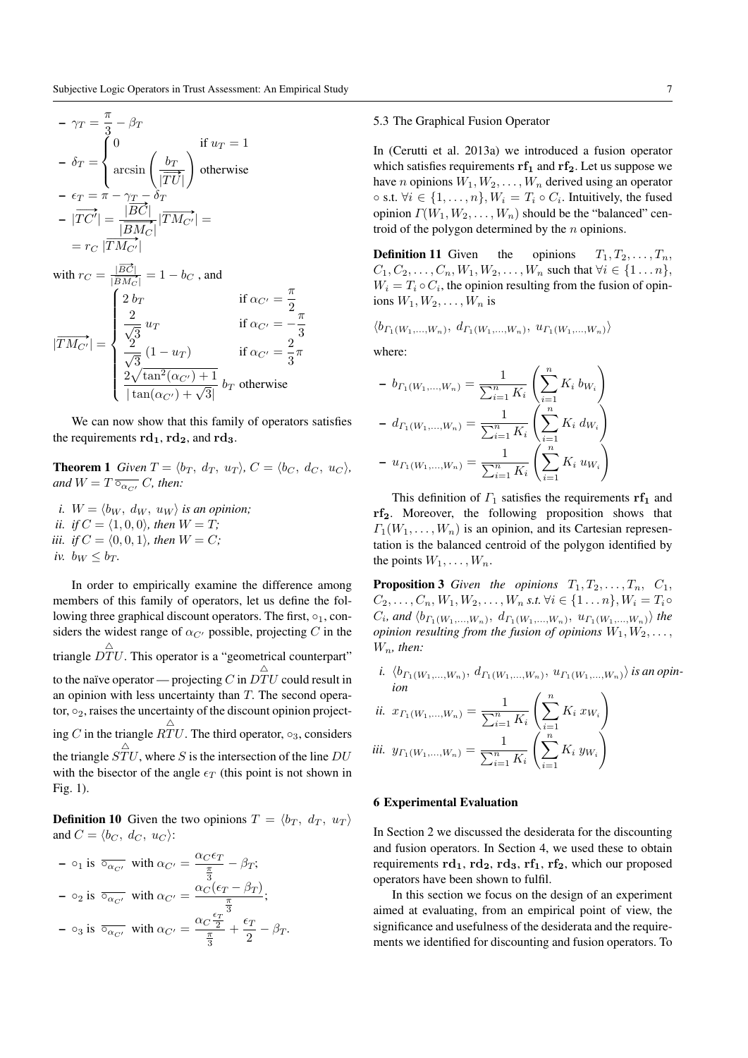- $\gamma_T = \dfrac{\pi}{3} - \beta_T$
- $\delta_T = \begin{cases} 0 & \text{if } u_T = 1 \\ \arcsin\left(\dfrac{b_T}{|\overrightarrow{TU}|}\right) & \text{otherwise} \end{cases}$
- $\epsilon_T = \pi - \gamma_T - \delta_T$
- $|\overrightarrow{TC'}| = \dfrac{|\overrightarrow{BC}|}{|\overrightarrow{BM_C}|} |\overrightarrow{TM_{C'}}| = r_C \, |\overrightarrow{TM_{C'}}|$

with $r_C = \frac{|\overrightarrow{BC}|}{|\overrightarrow{BM_C}|} = 1 - b_C$ , and

$$|\overrightarrow{TM_{C'}}| = \begin{cases} 2\, b_T & \text{if } \alpha_{C'} = \dfrac{\pi}{2} \\ \dfrac{2}{\sqrt{3}}\, u_T & \text{if } \alpha_{C'} = -\dfrac{\pi}{3} \\ \dfrac{2}{\sqrt{3}}\,(1 - u_T) & \text{if } \alpha_{C'} = \dfrac{2}{3}\pi \\ \dfrac{2\sqrt{\tan^2(\alpha_{C'}) + 1}}{|\tan(\alpha_{C'}) + \sqrt{3}|}\, b_T & \text{otherwise} \end{cases}$$

We can now show that this family of operators satisfies the requirements $\mathbf{rd_1}$, $\mathbf{rd_2}$, and $\mathbf{rd_3}$.

**Theorem 1** *Given $T = \langle b_T,\ d_T,\ u_T\rangle$, $C = \langle b_C,\ d_C,\ u_C\rangle$, and $W = T \,\overline{\circ_{\alpha_{C'}}}\, C$, then:*

*i.* $W = \langle b_W,\ d_W,\ u_W\rangle$ *is an opinion;*
*ii.* *if* $C = \langle 1, 0, 0\rangle$*, then* $W = T$*;*
*iii.* *if* $C = \langle 0, 0, 1\rangle$*, then* $W = C$*;*
*iv.* $b_W \leq b_T$.

In order to empirically examine the difference among members of this family of operators, let us define the following three graphical discount operators. The first, $\circ_1$, considers the widest range of $\alpha_{C'}$ possible, projecting $C$ in the triangle $\overset{\triangle}{DTU}$. This operator is a "geometrical counterpart" to the naïve operator — projecting $C$ in $\overset{\triangle}{DTU}$ could result in an opinion with less uncertainty than $T$. The second operator, $\circ_2$, raises the uncertainty of the discount opinion projecting $C$ in the triangle $\overset{\triangle}{RTU}$. The third operator, $\circ_3$, considers the triangle $\overset{\triangle}{STU}$, where $S$ is the intersection of the line $DU$ with the bisector of the angle $\epsilon_T$ (this point is not shown in Fig. 1).

**Definition 10** Given the two opinions $T = \langle b_T,\ d_T,\ u_T\rangle$ and $C = \langle b_C,\ d_C,\ u_C\rangle$:

- $\circ_1$ is $\overline{\circ_{\alpha_{C'}}}$ with $\alpha_{C'} = \dfrac{\alpha_C \epsilon_T}{\frac{\pi}{3}} - \beta_T$;
- $\circ_2$ is $\overline{\circ_{\alpha_{C'}}}$ with $\alpha_{C'} = \dfrac{\alpha_C(\epsilon_T - \beta_T)}{\frac{\pi}{3}}$;
- $\circ_3$ is $\overline{\circ_{\alpha_{C'}}}$ with $\alpha_{C'} = \dfrac{\alpha_C \frac{\epsilon_T}{2}}{\frac{\pi}{3}} + \dfrac{\epsilon_T}{2} - \beta_T$.

### 5.3 The Graphical Fusion Operator

In (Cerutti et al. 2013a) we introduced a fusion operator which satisfies requirements $\mathbf{rf_1}$ and $\mathbf{rf_2}$. Let us suppose we have $n$ opinions $W_1, W_2, \ldots, W_n$ derived using an operator $\circ$ s.t. $\forall i \in \{1, \ldots, n\}, W_i = T_i \circ C_i$. Intuitively, the fused opinion $\Gamma(W_1, W_2, \ldots, W_n)$ should be the "balanced" centroid of the polygon determined by the $n$ opinions.

**Definition 11** Given the opinions $T_1, T_2, \ldots, T_n$, $C_1, C_2, \ldots, C_n, W_1, W_2, \ldots, W_n$ such that $\forall i \in \{1 \ldots n\}$, $W_i = T_i \circ C_i$, the opinion resulting from the fusion of opinions $W_1, W_2, \ldots, W_n$ is

$\langle b_{\Gamma_1(W_1,\ldots,W_n)},\ d_{\Gamma_1(W_1,\ldots,W_n)},\ u_{\Gamma_1(W_1,\ldots,W_n)}\rangle$

where:

- $b_{\Gamma_1(W_1,\ldots,W_n)} = \dfrac{1}{\sum_{i=1}^n K_i}\left(\sum_{i=1}^n K_i\, b_{W_i}\right)$
- $d_{\Gamma_1(W_1,\ldots,W_n)} = \dfrac{1}{\sum_{i=1}^n K_i}\left(\sum_{i=1}^n K_i\, d_{W_i}\right)$
- $u_{\Gamma_1(W_1,\ldots,W_n)} = \dfrac{1}{\sum_{i=1}^n K_i}\left(\sum_{i=1}^n K_i\, u_{W_i}\right)$

This definition of $\Gamma_1$ satisfies the requirements $\mathbf{rf_1}$ and $\mathbf{rf_2}$. Moreover, the following proposition shows that $\Gamma_1(W_1, \ldots, W_n)$ is an opinion, and its Cartesian representation is the balanced centroid of the polygon identified by the points $W_1, \ldots, W_n$.

**Proposition 3** *Given the opinions $T_1, T_2, \ldots, T_n$, $C_1, C_2, \ldots, C_n, W_1, W_2, \ldots, W_n$ s.t. $\forall i \in \{1 \ldots n\}, W_i = T_i \circ C_i$, and $\langle b_{\Gamma_1(W_1,\ldots,W_n)},\ d_{\Gamma_1(W_1,\ldots,W_n)},\ u_{\Gamma_1(W_1,\ldots,W_n)}\rangle$ the opinion resulting from the fusion of opinions $W_1, W_2, \ldots, W_n$, then:*

*i.* $\langle b_{\Gamma_1(W_1,\ldots,W_n)},\ d_{\Gamma_1(W_1,\ldots,W_n)},\ u_{\Gamma_1(W_1,\ldots,W_n)}\rangle$ *is an opinion*

*ii.* $x_{\Gamma_1(W_1,\ldots,W_n)} = \dfrac{1}{\sum_{i=1}^n K_i}\left(\sum_{i=1}^n K_i\, x_{W_i}\right)$

*iii.* $y_{\Gamma_1(W_1,\ldots,W_n)} = \dfrac{1}{\sum_{i=1}^n K_i}\left(\sum_{i=1}^n K_i\, y_{W_i}\right)$

## 6 Experimental Evaluation

In Section 2 we discussed the desiderata for the discounting and fusion operators. In Section 4, we used these to obtain requirements $\mathbf{rd_1}$, $\mathbf{rd_2}$, $\mathbf{rd_3}$, $\mathbf{rf_1}$, $\mathbf{rf_2}$, which our proposed operators have been shown to fulfil.

In this section we focus on the design of an experiment aimed at evaluating, from an empirical point of view, the significance and usefulness of the desiderata and the requirements we identified for discounting and fusion operators. To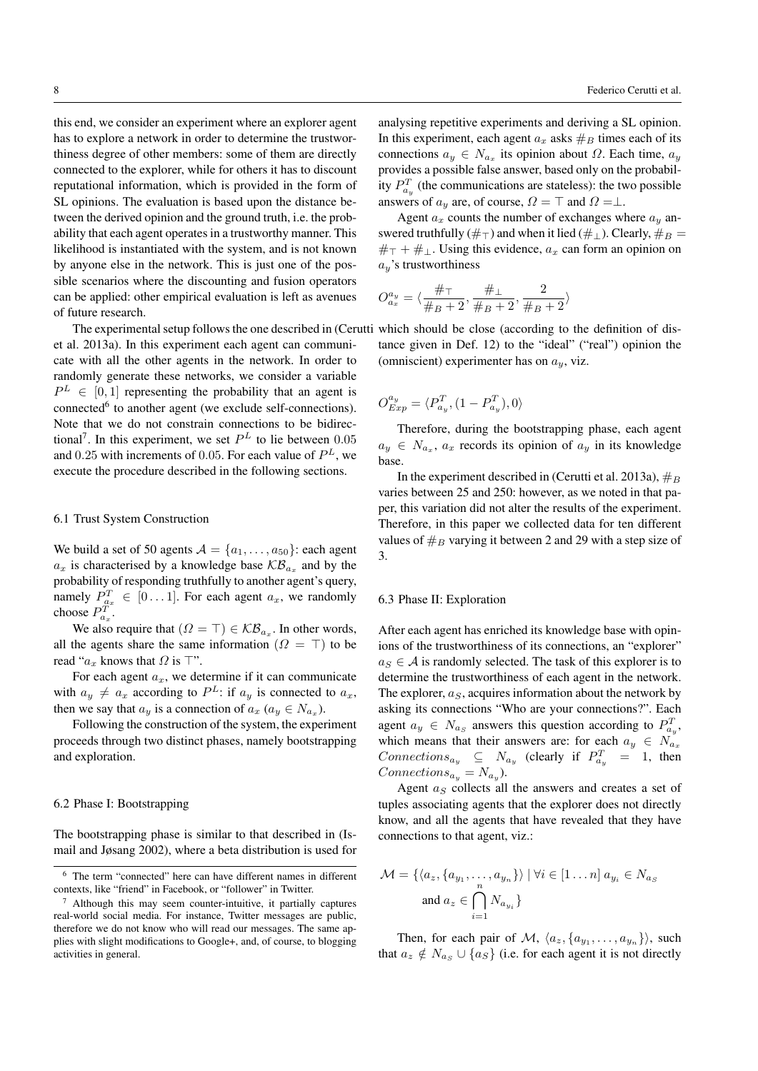this end, we consider an experiment where an explorer agent has to explore a network in order to determine the trustworthiness degree of other members: some of them are directly connected to the explorer, while for others it has to discount reputational information, which is provided in the form of SL opinions. The evaluation is based upon the distance between the derived opinion and the ground truth, i.e. the probability that each agent operates in a trustworthy manner. This likelihood is instantiated with the system, and is not known by anyone else in the network. This is just one of the possible scenarios where the discounting and fusion operators can be applied: other empirical evaluation is left as avenues of future research.

The experimental setup follows the one described in (Cerutti et al. 2013a). In this experiment each agent can communicate with all the other agents in the network. In order to randomly generate these networks, we consider a variable $P^L \in [0, 1]$ representing the probability that an agent is connected[6] to another agent (we exclude self-connections). Note that we do not constrain connections to be bidirectional[7]. In this experiment, we set $P^L$ to lie between $0.05$ and $0.25$ with increments of $0.05$. For each value of $P^L$, we execute the procedure described in the following sections.

## 6.1 Trust System Construction

We build a set of 50 agents $\mathcal{A} = \{a_1, \ldots, a_{50}\}$: each agent $a_x$ is characterised by a knowledge base $\mathcal{KB}_{a_x}$ and by the probability of responding truthfully to another agent's query, namely $P^T_{a_x} \in [0 \ldots 1]$. For each agent $a_x$, we randomly choose $P^T_{a_x}$.

We also require that $(\Omega = \top) \in \mathcal{KB}_{a_x}$. In other words, all the agents share the same information ($\Omega = \top$) to be read "$a_x$ knows that $\Omega$ is $\top$".

For each agent $a_x$, we determine if it can communicate with $a_y \neq a_x$ according to $P^L$: if $a_y$ is connected to $a_x$, then we say that $a_y$ is a connection of $a_x$ ($a_y \in N_{a_x}$).

Following the construction of the system, the experiment proceeds through two distinct phases, namely bootstrapping and exploration.

## 6.2 Phase I: Bootstrapping

The bootstrapping phase is similar to that described in (Ismail and Jøsang 2002), where a beta distribution is used for analysing repetitive experiments and deriving a SL opinion. In this experiment, each agent $a_x$ asks $\#_B$ times each of its connections $a_y \in N_{a_x}$ its opinion about $\Omega$. Each time, $a_y$ provides a possible false answer, based only on the probability $P^T_{a_y}$ (the communications are stateless): the two possible answers of $a_y$ are, of course, $\Omega = \top$ and $\Omega = \perp$.

Agent $a_x$ counts the number of exchanges where $a_y$ answered truthfully ($\#_\top$) and when it lied ($\#_\perp$). Clearly, $\#_B = \#_\top + \#_\perp$. Using this evidence, $a_x$ can form an opinion on $a_y$'s trustworthiness

$$O^{a_y}_{a_x} = \langle \frac{\#_\top}{\#_B + 2}, \frac{\#_\perp}{\#_B + 2}, \frac{2}{\#_B + 2} \rangle$$

which should be close (according to the definition of distance given in Def. 12) to the "ideal" ("real") opinion the (omniscient) experimenter has on $a_y$, viz.

$$O^{a_y}_{Exp} = \langle P^T_{a_y}, (1 - P^T_{a_y}), 0 \rangle$$

Therefore, during the bootstrapping phase, each agent $a_y \in N_{a_x}$, $a_x$ records its opinion of $a_y$ in its knowledge base.

In the experiment described in (Cerutti et al. 2013a), $\#_B$ varies between 25 and 250: however, as we noted in that paper, this variation did not alter the results of the experiment. Therefore, in this paper we collected data for ten different values of $\#_B$ varying it between 2 and 29 with a step size of 3.

## 6.3 Phase II: Exploration

After each agent has enriched its knowledge base with opinions of the trustworthiness of its connections, an "explorer" $a_S \in \mathcal{A}$ is randomly selected. The task of this explorer is to determine the trustworthiness of each agent in the network. The explorer, $a_S$, acquires information about the network by asking its connections "Who are your connections?". Each agent $a_y \in N_{a_S}$ answers this question according to $P^T_{a_y}$, which means that their answers are: for each $a_y \in N_{a_x}$ $Connections_{a_y} \subseteq N_{a_y}$ (clearly if $P^T_{a_y} = 1$, then $Connections_{a_y} = N_{a_y}$).

Agent $a_S$ collects all the answers and creates a set of tuples associating agents that the explorer does not directly know, and all the agents that have revealed that they have connections to that agent, viz.:

$$\mathcal{M} = \{\langle a_z, \{a_{y_1}, \ldots, a_{y_n}\} \rangle \mid \forall i \in [1 \ldots n]\, a_{y_i} \in N_{a_S} \text{ and } a_z \in \bigcap_{i=1}^{n} N_{a_{y_i}} \}$$

Then, for each pair of $\mathcal{M}$, $\langle a_z, \{a_{y_1}, \ldots, a_{y_n}\} \rangle$, such that $a_z \notin N_{a_S} \cup \{a_S\}$ (i.e. for each agent it is not directly

---

[6] The term "connected" here can have different names in different contexts, like "friend" in Facebook, or "follower" in Twitter.

[7] Although this may seem counter-intuitive, it partially captures real-world social media. For instance, Twitter messages are public, therefore we do not know who will read our messages. The same applies with slight modifications to Google+, and, of course, to blogging activities in general.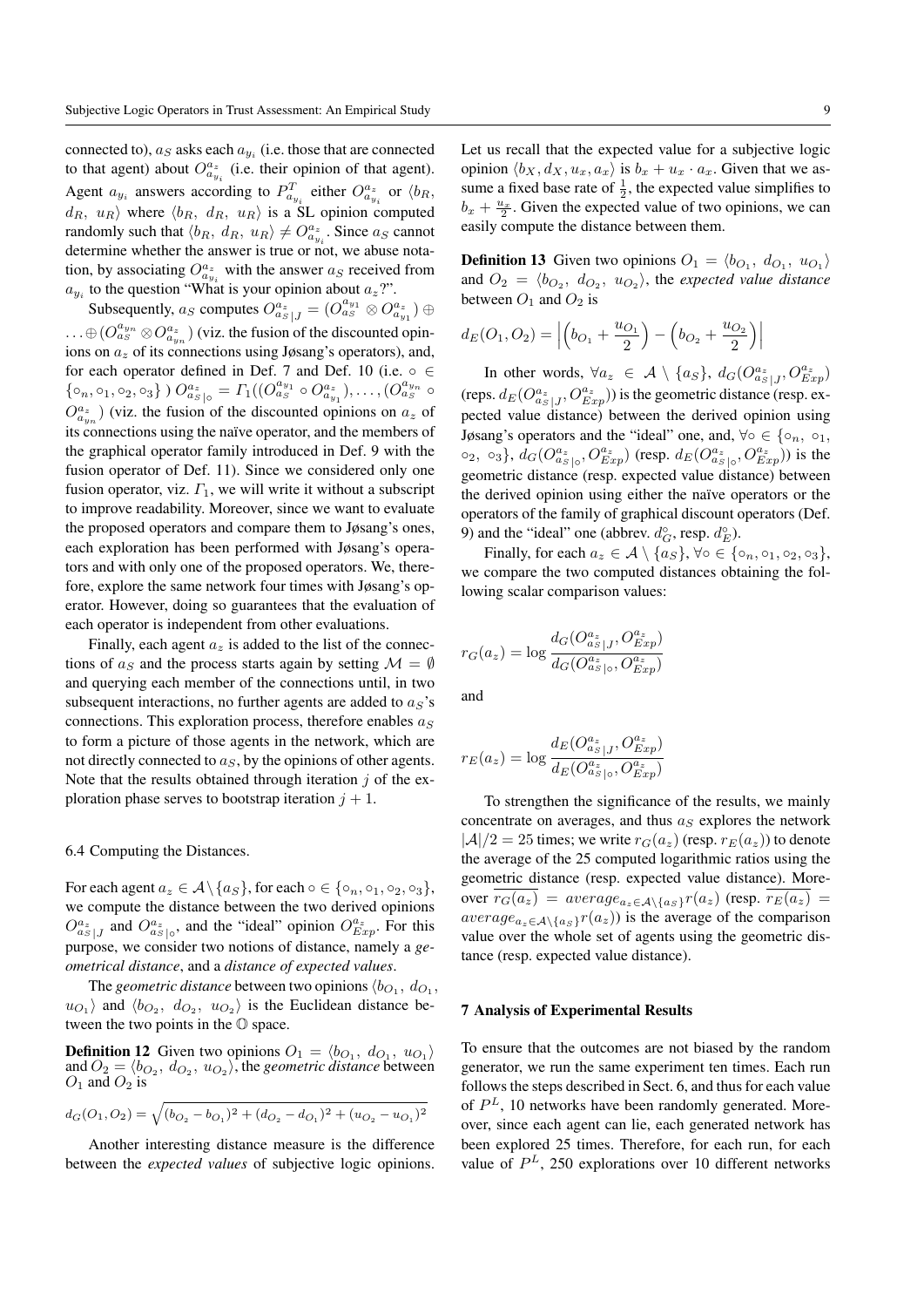connected to), $a_S$ asks each $a_{y_i}$ (i.e. those that are connected to that agent) about $O^{a_z}_{a_{y_i}}$ (i.e. their opinion of that agent). Agent $a_{y_i}$ answers according to $P^T_{a_{y_i}}$ either $O^{a_z}_{a_{y_i}}$ or $\langle b_R, d_R, u_R\rangle$ where $\langle b_R, d_R, u_R\rangle$ is a SL opinion computed randomly such that $\langle b_R, d_R, u_R\rangle \neq O^{a_z}_{a_{y_i}}$. Since $a_S$ cannot determine whether the answer is true or not, we abuse notation, by associating $O^{a_z}_{a_{y_i}}$ with the answer $a_S$ received from $a_{y_i}$ to the question "What is your opinion about $a_z$?".

Subsequently, $a_S$ computes $O^{a_z}_{a_S|J} = (O^{a_{y_1}}_{a_S} \otimes O^{a_z}_{a_{y_1}}) \oplus \ldots \oplus (O^{a_{y_n}}_{a_S} \otimes O^{a_z}_{a_{y_n}})$ (viz. the fusion of the discounted opinions on $a_z$ of its connections using Jøsang's operators), and, for each operator defined in Def. 7 and Def. 10 (i.e. $\circ \in \{\circ_n, \circ_1, \circ_2, \circ_3\}$ ) $O^{a_z}_{a_S|\circ} = \Gamma_1((O^{a_{y_1}}_{a_S} \circ O^{a_z}_{a_{y_1}}), \ldots, (O^{a_{y_n}}_{a_S} \circ O^{a_z}_{a_{y_n}})$ (viz. the fusion of the discounted opinions on $a_z$ of its connections using the naïve operator, and the members of the graphical operator family introduced in Def. 9 with the fusion operator of Def. 11). Since we considered only one fusion operator, viz. $\Gamma_1$, we will write it without a subscript to improve readability. Moreover, since we want to evaluate the proposed operators and compare them to Jøsang's ones, each exploration has been performed with Jøsang's operators and with only one of the proposed operators. We, therefore, explore the same network four times with Jøsang's operator. However, doing so guarantees that the evaluation of each operator is independent from other evaluations.

Finally, each agent $a_z$ is added to the list of the connections of $a_S$ and the process starts again by setting $\mathcal{M} = \emptyset$ and querying each member of the connections until, in two subsequent interactions, no further agents are added to $a_S$'s connections. This exploration process, therefore enables $a_S$ to form a picture of those agents in the network, which are not directly connected to $a_S$, by the opinions of other agents. Note that the results obtained through iteration $j$ of the exploration phase serves to bootstrap iteration $j + 1$.

### 6.4 Computing the Distances.

For each agent $a_z \in \mathcal{A} \setminus \{a_S\}$, for each $\circ \in \{\circ_n, \circ_1, \circ_2, \circ_3\}$, we compute the distance between the two derived opinions $O^{a_z}_{a_S|J}$ and $O^{a_z}_{a_S|\circ}$, and the "ideal" opinion $O^{a_z}_{Exp}$. For this purpose, we consider two notions of distance, namely a *geometrical distance*, and a *distance of expected values*.

The *geometric distance* between two opinions $\langle b_{O_1}, d_{O_1}, u_{O_1}\rangle$ and $\langle b_{O_2}, d_{O_2}, u_{O_2}\rangle$ is the Euclidean distance between the two points in the $\mathbb{O}$ space.

**Definition 12** Given two opinions $O_1 = \langle b_{O_1}, d_{O_1}, u_{O_1}\rangle$ and $O_2 = \langle b_{O_2}, d_{O_2}, u_{O_2}\rangle$, the *geometric distance* between $O_1$ and $O_2$ is

$$d_G(O_1, O_2) = \sqrt{(b_{O_2} - b_{O_1})^2 + (d_{O_2} - d_{O_1})^2 + (u_{O_2} - u_{O_1})^2}$$

Another interesting distance measure is the difference between the *expected values* of subjective logic opinions. Let us recall that the expected value for a subjective logic opinion $\langle b_X, d_X, u_x, a_x\rangle$ is $b_x + u_x \cdot a_x$. Given that we assume a fixed base rate of $\frac{1}{2}$, the expected value simplifies to $b_x + \frac{u_x}{2}$. Given the expected value of two opinions, we can easily compute the distance between them.

**Definition 13** Given two opinions $O_1 = \langle b_{O_1}, d_{O_1}, u_{O_1}\rangle$ and $O_2 = \langle b_{O_2}, d_{O_2}, u_{O_2}\rangle$, the *expected value distance* between $O_1$ and $O_2$ is

$$d_E(O_1, O_2) = \left|\left(b_{O_1} + \frac{u_{O_1}}{2}\right) - \left(b_{O_2} + \frac{u_{O_2}}{2}\right)\right|$$

In other words, $\forall a_z \in \mathcal{A} \setminus \{a_S\}$, $d_G(O^{a_z}_{a_S|J}, O^{a_z}_{Exp})$ (reps. $d_E(O^{a_z}_{a_S|J}, O^{a_z}_{Exp})$) is the geometric distance (resp. expected value distance) between the derived opinion using Jøsang's operators and the "ideal" one, and, $\forall \circ \in \{\circ_n, \circ_1, \circ_2, \circ_3\}$, $d_G(O^{a_z}_{a_S|\circ}, O^{a_z}_{Exp})$ (resp. $d_E(O^{a_z}_{a_S|\circ}, O^{a_z}_{Exp})$) is the geometric distance (resp. expected value distance) between the derived opinion using either the naïve operators or the operators of the family of graphical discount operators (Def. 9) and the "ideal" one (abbrev. $d^\circ_G$, resp. $d^\circ_E$).

Finally, for each $a_z \in \mathcal{A} \setminus \{a_S\}$, $\forall \circ \in \{\circ_n, \circ_1, \circ_2, \circ_3\}$, we compare the two computed distances obtaining the following scalar comparison values:

$$r_G(a_z) = \log \frac{d_G(O^{a_z}_{a_S|J}, O^{a_z}_{Exp})}{d_G(O^{a_z}_{a_S|\circ}, O^{a_z}_{Exp})}$$

and

$$r_E(a_z) = \log \frac{d_E(O^{a_z}_{a_S|J}, O^{a_z}_{Exp})}{d_E(O^{a_z}_{a_S|\circ}, O^{a_z}_{Exp})}$$

To strengthen the significance of the results, we mainly concentrate on averages, and thus $a_S$ explores the network $|\mathcal{A}|/2 = 25$ times; we write $r_G(a_z)$ (resp. $r_E(a_z)$) to denote the average of the 25 computed logarithmic ratios using the geometric distance (resp. expected value distance). Moreover $\overline{r_G(a_z)} = average_{a_z \in \mathcal{A}\setminus\{a_S\}} r(a_z)$ (resp. $\overline{r_E(a_z)} = average_{a_z \in \mathcal{A}\setminus\{a_S\}} r(a_z)$) is the average of the comparison value over the whole set of agents using the geometric distance (resp. expected value distance).

## 7 Analysis of Experimental Results

To ensure that the outcomes are not biased by the random generator, we run the same experiment ten times. Each run follows the steps described in Sect. 6, and thus for each value of $P^L$, 10 networks have been randomly generated. Moreover, since each agent can lie, each generated network has been explored 25 times. Therefore, for each run, for each value of $P^L$, 250 explorations over 10 different networks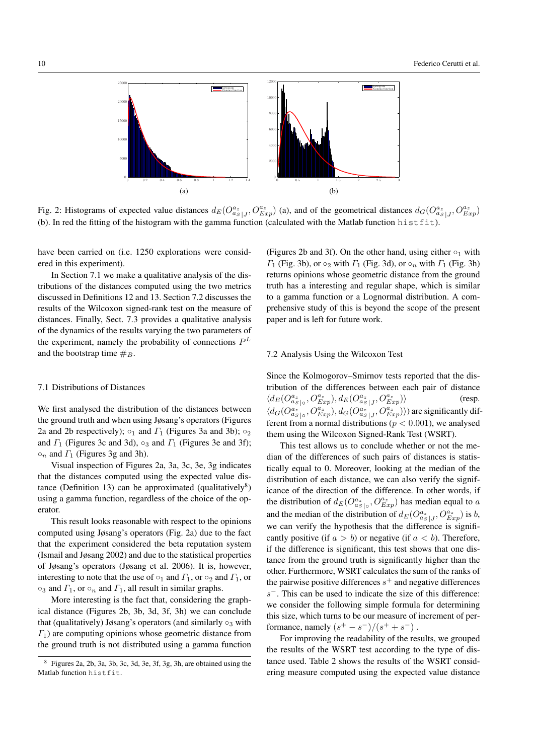Fig. 2: Histograms of expected value distances $d_E(O^{a_z}_{a_S|J}, O^{a_z}_{Exp})$ (a), and of the geometrical distances $d_G(O^{a_z}_{a_S|J}, O^{a_z}_{Exp})$ (b). In red the fitting of the histogram with the gamma function (calculated with the Matlab function `histfit`).

have been carried on (i.e. 1250 explorations were considered in this experiment).

In Section 7.1 we make a qualitative analysis of the distributions of the distances computed using the two metrics discussed in Definitions 12 and 13. Section 7.2 discusses the results of the Wilcoxon signed-rank test on the measure of distances. Finally, Sect. 7.3 provides a qualitative analysis of the dynamics of the results varying the two parameters of the experiment, namely the probability of connections $P^L$ and the bootstrap time $\#_B$.

### 7.1 Distributions of Distances

We first analysed the distribution of the distances between the ground truth and when using Jøsang's operators (Figures 2a and 2b respectively); $\circ_1$ and $\Gamma_1$ (Figures 3a and 3b); $\circ_2$ and $\Gamma_1$ (Figures 3c and 3d), $\circ_3$ and $\Gamma_1$ (Figures 3e and 3f); $\circ_n$ and $\Gamma_1$ (Figures 3g and 3h).

Visual inspection of Figures 2a, 3a, 3c, 3e, 3g indicates that the distances computed using the expected value distance (Definition 13) can be approximated (qualitatively[8]) using a gamma function, regardless of the choice of the operator.

This result looks reasonable with respect to the opinions computed using Jøsang's operators (Fig. 2a) due to the fact that the experiment considered the beta reputation system (Ismail and Jøsang 2002) and due to the statistical properties of Jøsang's operators (Jøsang et al. 2006). It is, however, interesting to note that the use of $\circ_1$ and $\Gamma_1$, or $\circ_2$ and $\Gamma_1$, or $\circ_3$ and $\Gamma_1$, or $\circ_n$ and $\Gamma_1$, all result in similar graphs.

More interesting is the fact that, considering the graphical distance (Figures 2b, 3b, 3d, 3f, 3h) we can conclude that (qualitatively) Jøsang's operators (and similarly $\circ_3$ with $\Gamma_1$) are computing opinions whose geometric distance from the ground truth is not distributed using a gamma function (Figures 2b and 3f). On the other hand, using either $\circ_1$ with $\Gamma_1$ (Fig. 3b), or $\circ_2$ with $\Gamma_1$ (Fig. 3d), or $\circ_n$ with $\Gamma_1$ (Fig. 3h) returns opinions whose geometric distance from the ground truth has a interesting and regular shape, which is similar to a gamma function or a Lognormal distribution. A comprehensive study of this is beyond the scope of the present paper and is left for future work.

[8] Figures 2a, 2b, 3a, 3b, 3c, 3d, 3e, 3f, 3g, 3h, are obtained using the Matlab function `histfit`.

### 7.2 Analysis Using the Wilcoxon Test

Since the Kolmogorov–Smirnov tests reported that the distribution of the differences between each pair of distance $\langle d_E(O^{a_z}_{a_S|\circ}, O^{a_z}_{Exp}), d_E(O^{a_z}_{a_S|J}, O^{a_z}_{Exp})\rangle$ (resp. $\langle d_G(O^{a_z}_{a_S|\circ}, O^{a_z}_{Exp}), d_G(O^{a_z}_{a_S|J}, O^{a_z}_{Exp})\rangle$) are significantly different from a normal distributions ($p < 0.001$), we analysed them using the Wilcoxon Signed-Rank Test (WSRT).

This test allows us to conclude whether or not the median of the differences of such pairs of distances is statistically equal to 0. Moreover, looking at the median of the distribution of each distance, we can also verify the significance of the direction of the difference. In other words, if the distribution of $d_E(O^{a_z}_{a_S|\circ}, O^{a_z}_{Exp})$ has median equal to $a$ and the median of the distribution of $d_E(O^{a_z}_{a_S|J}, O^{a_z}_{Exp})$ is $b$, we can verify the hypothesis that the difference is significantly positive (if $a > b$) or negative (if $a < b$). Therefore, if the difference is significant, this test shows that one distance from the ground truth is significantly higher than the other. Furthermore, WSRT calculates the sum of the ranks of the pairwise positive differences $s^+$ and negative differences $s^-$. This can be used to indicate the size of this difference: we consider the following simple formula for determining this size, which turns to be our measure of increment of performance, namely $(s^+ - s^-)/(s^+ + s^-)$.

For improving the readability of the results, we grouped the results of the WSRT test according to the type of distance used. Table 2 shows the results of the WSRT considering measure computed using the expected value distance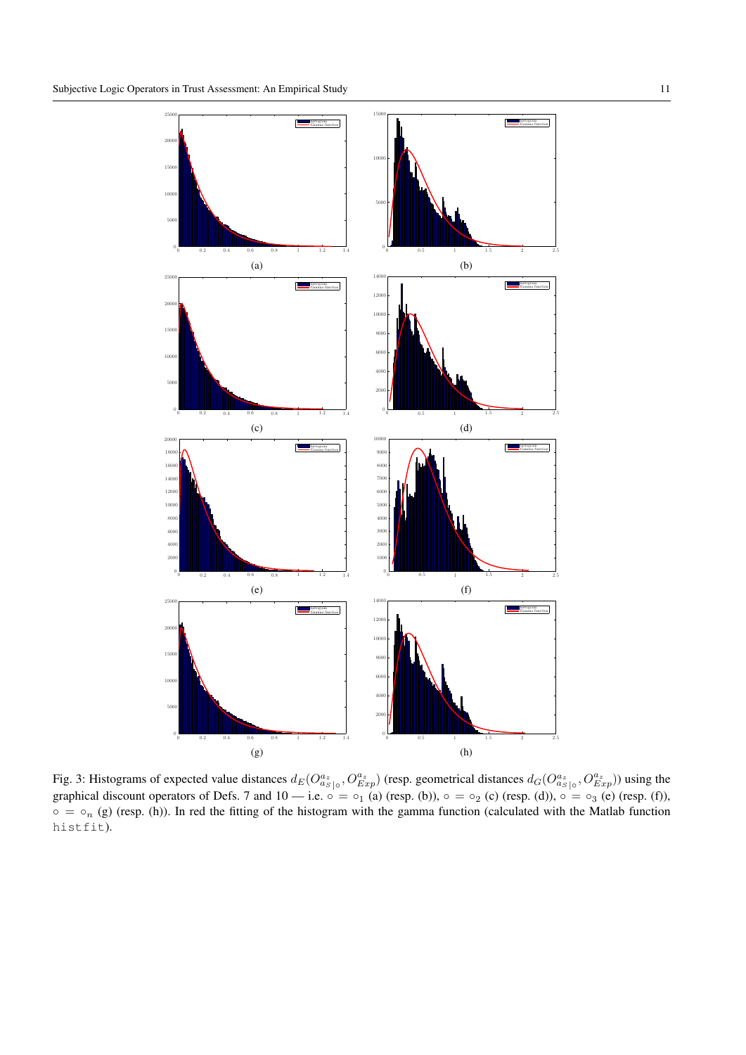Fig. 3: Histograms of expected value distances $d_E(O^{a_z}_{a_S|\circ}, O^{a_z}_{Exp})$ (resp. geometrical distances $d_G(O^{a_z}_{a_S|\circ}, O^{a_z}_{Exp})$) using the graphical discount operators of Defs. 7 and 10 — i.e. $\circ = \circ_1$ (a) (resp. (b)), $\circ = \circ_2$ (c) (resp. (d)), $\circ = \circ_3$ (e) (resp. (f)), $\circ = \circ_n$ (g) (resp. (h)). In red the fitting of the histogram with the gamma function (calculated with the Matlab function `histfit`).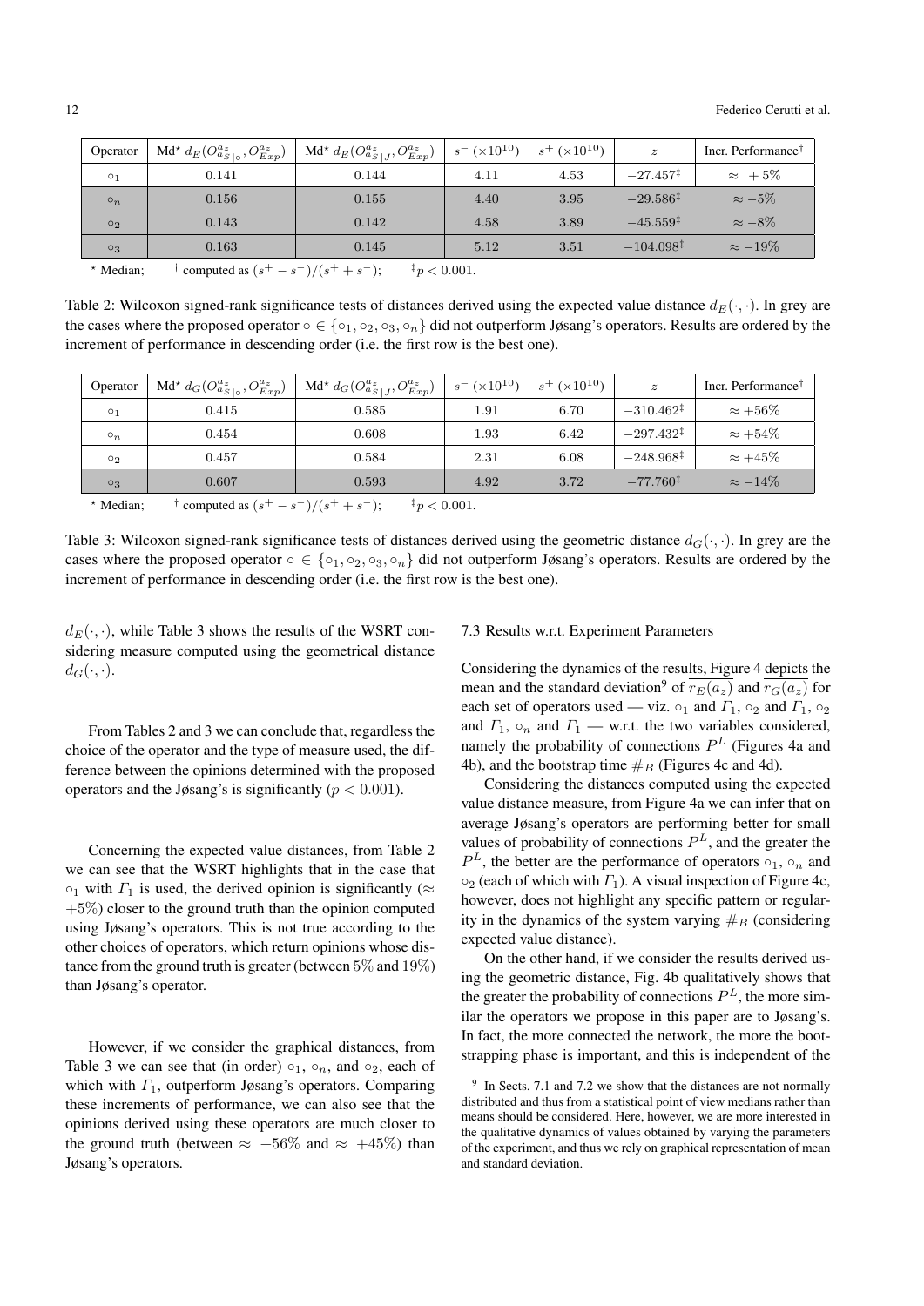| Operator | Md⋆ $d_E(O^{a_z}_{a_{S\|\circ}}, O^{a_z}_{Exp})$ | Md⋆ $d_E(O^{a_z}_{a_{S\|J}}, O^{a_z}_{Exp})$ | $s^-$ ($\times 10^{10}$) | $s^+$ ($\times 10^{10}$) | $z$ | Incr. Performance† |
|---|---|---|---|---|---|---|
| $\circ_1$ | 0.141 | 0.144 | 4.11 | 4.53 | $-27.457^{\ddagger}$ | $\approx +5\%$ |
| $\circ_n$ | 0.156 | 0.155 | 4.40 | 3.95 | $-29.586^{\ddagger}$ | $\approx -5\%$ |
| $\circ_2$ | 0.143 | 0.142 | 4.58 | 3.89 | $-45.559^{\ddagger}$ | $\approx -8\%$ |
| $\circ_3$ | 0.163 | 0.145 | 5.12 | 3.51 | $-104.098^{\ddagger}$ | $\approx -19\%$ |

⋆ Median; † computed as $(s^+ - s^-)/(s^+ + s^-)$; ‡ $p < 0.001$.

Table 2: Wilcoxon signed-rank significance tests of distances derived using the expected value distance $d_E(\cdot,\cdot)$. In grey are the cases where the proposed operator $\circ \in \{\circ_1, \circ_2, \circ_3, \circ_n\}$ did not outperform Jøsang's operators. Results are ordered by the increment of performance in descending order (i.e. the first row is the best one).

| Operator | Md⋆ $d_G(O^{a_z}_{a_{S\|\circ}}, O^{a_z}_{Exp})$ | Md⋆ $d_G(O^{a_z}_{a_{S\|J}}, O^{a_z}_{Exp})$ | $s^-$ ($\times 10^{10}$) | $s^+$ ($\times 10^{10}$) | $z$ | Incr. Performance† |
|---|---|---|---|---|---|---|
| $\circ_1$ | 0.415 | 0.585 | 1.91 | 6.70 | $-310.462^{\ddagger}$ | $\approx +56\%$ |
| $\circ_n$ | 0.454 | 0.608 | 1.93 | 6.42 | $-297.432^{\ddagger}$ | $\approx +54\%$ |
| $\circ_2$ | 0.457 | 0.584 | 2.31 | 6.08 | $-248.968^{\ddagger}$ | $\approx +45\%$ |
| $\circ_3$ | 0.607 | 0.593 | 4.92 | 3.72 | $-77.760^{\ddagger}$ | $\approx -14\%$ |

⋆ Median; † computed as $(s^+ - s^-)/(s^+ + s^-)$; ‡ $p < 0.001$.

Table 3: Wilcoxon signed-rank significance tests of distances derived using the geometric distance $d_G(\cdot,\cdot)$. In grey are the cases where the proposed operator $\circ \in \{\circ_1, \circ_2, \circ_3, \circ_n\}$ did not outperform Jøsang's operators. Results are ordered by the increment of performance in descending order (i.e. the first row is the best one).

$d_E(\cdot,\cdot)$, while Table 3 shows the results of the WSRT considering measure computed using the geometrical distance $d_G(\cdot,\cdot)$.

From Tables 2 and 3 we can conclude that, regardless the choice of the operator and the type of measure used, the difference between the opinions determined with the proposed operators and the Jøsang's is significantly ($p < 0.001$).

Concerning the expected value distances, from Table 2 we can see that the WSRT highlights that in the case that $\circ_1$ with $\Gamma_1$ is used, the derived opinion is significantly ($\approx +5\%$) closer to the ground truth than the opinion computed using Jøsang's operators. This is not true according to the other choices of operators, which return opinions whose distance from the ground truth is greater (between $5\%$ and $19\%$) than Jøsang's operator.

However, if we consider the graphical distances, from Table 3 we can see that (in order) $\circ_1$, $\circ_n$, and $\circ_2$, each of which with $\Gamma_1$, outperform Jøsang's operators. Comparing these increments of performance, we can also see that the opinions derived using these operators are much closer to the ground truth (between $\approx +56\%$ and $\approx +45\%$) than Jøsang's operators.

### 7.3 Results w.r.t. Experiment Parameters

Considering the dynamics of the results, Figure 4 depicts the mean and the standard deviation[9] of $\overline{r_E(a_z)}$ and $\overline{r_G(a_z)}$ for each set of operators used — viz. $\circ_1$ and $\Gamma_1$, $\circ_2$ and $\Gamma_1$, $\circ_2$ and $\Gamma_1$, $\circ_n$ and $\Gamma_1$ — w.r.t. the two variables considered, namely the probability of connections $P^L$ (Figures 4a and 4b), and the bootstrap time $\#_B$ (Figures 4c and 4d).

Considering the distances computed using the expected value distance measure, from Figure 4a we can infer that on average Jøsang's operators are performing better for small values of probability of connections $P^L$, and the greater the $P^L$, the better are the performance of operators $\circ_1$, $\circ_n$ and $\circ_2$ (each of which with $\Gamma_1$). A visual inspection of Figure 4c, however, does not highlight any specific pattern or regularity in the dynamics of the system varying $\#_B$ (considering expected value distance).

On the other hand, if we consider the results derived using the geometric distance, Fig. 4b qualitatively shows that the greater the probability of connections $P^L$, the more similar the operators we propose in this paper are to Jøsang's. In fact, the more connected the network, the more the bootstrapping phase is important, and this is independent of the

[9] In Sects. 7.1 and 7.2 we show that the distances are not normally distributed and thus from a statistical point of view medians rather than means should be considered. Here, however, we are more interested in the qualitative dynamics of values obtained by varying the parameters of the experiment, and thus we rely on graphical representation of mean and standard deviation.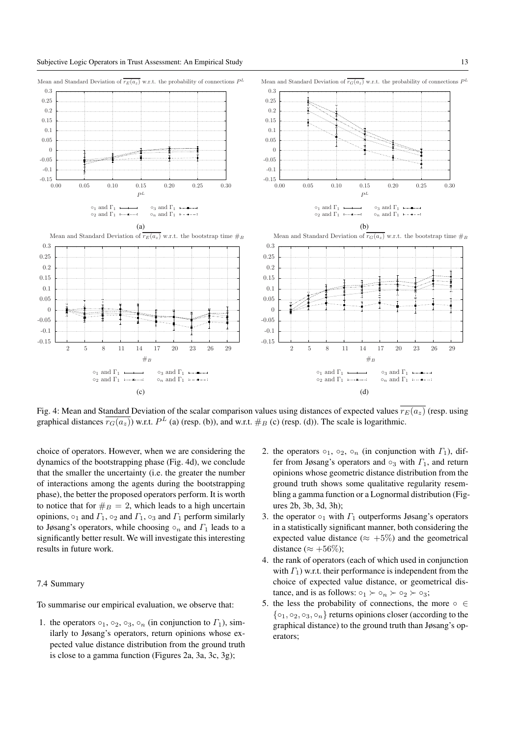Fig. 4: Mean and Standard Deviation of the scalar comparison values using distances of expected values $\overline{r_E(a_z)}$ (resp. using graphical distances $\overline{r_G(a_z)}$) w.r.t. $P^L$ (a) (resp. (b)), and w.r.t. $\#_B$ (c) (resp. (d)). The scale is logarithmic.

choice of operators. However, when we are considering the dynamics of the bootstrapping phase (Fig. 4d), we conclude that the smaller the uncertainty (i.e. the greater the number of interactions among the agents during the bootstrapping phase), the better the proposed operators perform. It is worth to notice that for $\#_B = 2$, which leads to a high uncertain opinions, $\circ_1$ and $\Gamma_1$, $\circ_2$ and $\Gamma_1$, $\circ_3$ and $\Gamma_1$ perform similarly to Jøsang's operators, while choosing $\circ_n$ and $\Gamma_1$ leads to a significantly better result. We will investigate this interesting results in future work.

### 7.4 Summary

To summarise our empirical evaluation, we observe that:

1. the operators $\circ_1$, $\circ_2$, $\circ_3$, $\circ_n$ (in conjunction to $\Gamma_1$), similarly to Jøsang's operators, return opinions whose expected value distance distribution from the ground truth is close to a gamma function (Figures 2a, 3a, 3c, 3g);
2. the operators $\circ_1$, $\circ_2$, $\circ_n$ (in conjunction with $\Gamma_1$), differ from Jøsang's operators and $\circ_3$ with $\Gamma_1$, and return opinions whose geometric distance distribution from the ground truth shows some qualitative regularity resembling a gamma function or a Lognormal distribution (Figures 2b, 3b, 3d, 3h);
3. the operator $\circ_1$ with $\Gamma_1$ outperforms Jøsang's operators in a statistically significant manner, both considering the expected value distance ($\approx +5\%$) and the geometrical distance ($\approx +56\%$);
4. the rank of operators (each of which used in conjunction with $\Gamma_1$) w.r.t. their performance is independent from the choice of expected value distance, or geometrical distance, and is as follows: $\circ_1 \succ \circ_n \succ \circ_2 \succ \circ_3$;
5. the less the probability of connections, the more $\circ \in \{\circ_1, \circ_2, \circ_3, \circ_n\}$ returns opinions closer (according to the graphical distance) to the ground truth than Jøsang's operators;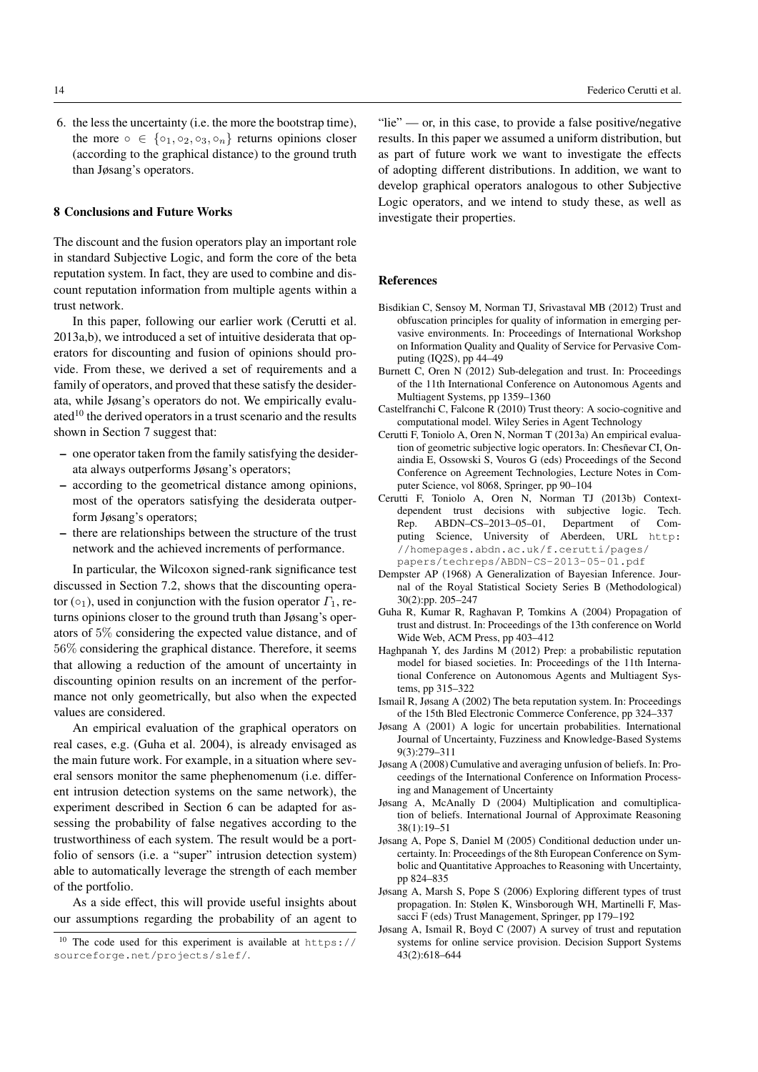6. the less the uncertainty (i.e. the more the bootstrap time), the more $\circ \in \{\circ_1, \circ_2, \circ_3, \circ_n\}$ returns opinions closer (according to the graphical distance) to the ground truth than Jøsang's operators.

## 8 Conclusions and Future Works

The discount and the fusion operators play an important role in standard Subjective Logic, and form the core of the beta reputation system. In fact, they are used to combine and discount reputation information from multiple agents within a trust network.

In this paper, following our earlier work (Cerutti et al. 2013a,b), we introduced a set of intuitive desiderata that operators for discounting and fusion of opinions should provide. From these, we derived a set of requirements and a family of operators, and proved that these satisfy the desiderata, while Jøsang's operators do not. We empirically evaluated[10] the derived operators in a trust scenario and the results shown in Section 7 suggest that:

– one operator taken from the family satisfying the desiderata always outperforms Jøsang's operators;
– according to the geometrical distance among opinions, most of the operators satisfying the desiderata outperform Jøsang's operators;
– there are relationships between the structure of the trust network and the achieved increments of performance.

In particular, the Wilcoxon signed-rank significance test discussed in Section 7.2, shows that the discounting operator ($\circ_1$), used in conjunction with the fusion operator $\Gamma_1$, returns opinions closer to the ground truth than Jøsang's operators of $5\%$ considering the expected value distance, and of $56\%$ considering the graphical distance. Therefore, it seems that allowing a reduction of the amount of uncertainty in discounting opinion results on an increment of the performance not only geometrically, but also when the expected values are considered.

An empirical evaluation of the graphical operators on real cases, e.g. (Guha et al. 2004), is already envisaged as the main future work. For example, in a situation where several sensors monitor the same phephenomenum (i.e. different intrusion detection systems on the same network), the experiment described in Section 6 can be adapted for assessing the probability of false negatives according to the trustworthiness of each system. The result would be a portfolio of sensors (i.e. a "super" intrusion detection system) able to automatically leverage the strength of each member of the portfolio.

As a side effect, this will provide useful insights about our assumptions regarding the probability of an agent to "lie" — or, in this case, to provide a false positive/negative results. In this paper we assumed a uniform distribution, but as part of future work we want to investigate the effects of adopting different distributions. In addition, we want to develop graphical operators analogous to other Subjective Logic operators, and we intend to study these, as well as investigate their properties.

[10] The code used for this experiment is available at https://sourceforge.net/projects/slef/.

## References

Bisdikian C, Sensoy M, Norman TJ, Srivastaval MB (2012) Trust and obfuscation principles for quality of information in emerging pervasive environments. In: Proceedings of International Workshop on Information Quality and Quality of Service for Pervasive Computing (IQ2S), pp 44–49

Burnett C, Oren N (2012) Sub-delegation and trust. In: Proceedings of the 11th International Conference on Autonomous Agents and Multiagent Systems, pp 1359–1360

Castelfranchi C, Falcone R (2010) Trust theory: A socio-cognitive and computational model. Wiley Series in Agent Technology

Cerutti F, Toniolo A, Oren N, Norman T (2013a) An empirical evaluation of geometric subjective logic operators. In: Chesñevar CI, Onaindia E, Ossowski S, Vouros G (eds) Proceedings of the Second Conference on Agreement Technologies, Lecture Notes in Computer Science, vol 8068, Springer, pp 90–104

Cerutti F, Toniolo A, Oren N, Norman TJ (2013b) Context-dependent trust decisions with subjective logic. Tech. Rep. ABDN–CS–2013–05–01, Department of Computing Science, University of Aberdeen, URL http://homepages.abdn.ac.uk/f.cerutti/pages/papers/techreps/ABDN-CS-2013-05-01.pdf

Dempster AP (1968) A Generalization of Bayesian Inference. Journal of the Royal Statistical Society Series B (Methodological) 30(2):pp. 205–247

Guha R, Kumar R, Raghavan P, Tomkins A (2004) Propagation of trust and distrust. In: Proceedings of the 13th conference on World Wide Web, ACM Press, pp 403–412

Haghpanah Y, des Jardins M (2012) Prep: a probabilistic reputation model for biased societies. In: Proceedings of the 11th International Conference on Autonomous Agents and Multiagent Systems, pp 315–322

Ismail R, Jøsang A (2002) The beta reputation system. In: Proceedings of the 15th Bled Electronic Commerce Conference, pp 324–337

Jøsang A (2001) A logic for uncertain probabilities. International Journal of Uncertainty, Fuzziness and Knowledge-Based Systems 9(3):279–311

Jøsang A (2008) Cumulative and averaging unfusion of beliefs. In: Proceedings of the International Conference on Information Processing and Management of Uncertainty

Jøsang A, McAnally D (2004) Multiplication and comultiplication of beliefs. International Journal of Approximate Reasoning 38(1):19–51

Jøsang A, Pope S, Daniel M (2005) Conditional deduction under uncertainty. In: Proceedings of the 8th European Conference on Symbolic and Quantitative Approaches to Reasoning with Uncertainty, pp 824–835

Jøsang A, Marsh S, Pope S (2006) Exploring different types of trust propagation. In: Stølen K, Winsborough WH, Martinelli F, Massacci F (eds) Trust Management, Springer, pp 179–192

Jøsang A, Ismail R, Boyd C (2007) A survey of trust and reputation systems for online service provision. Decision Support Systems 43(2):618–644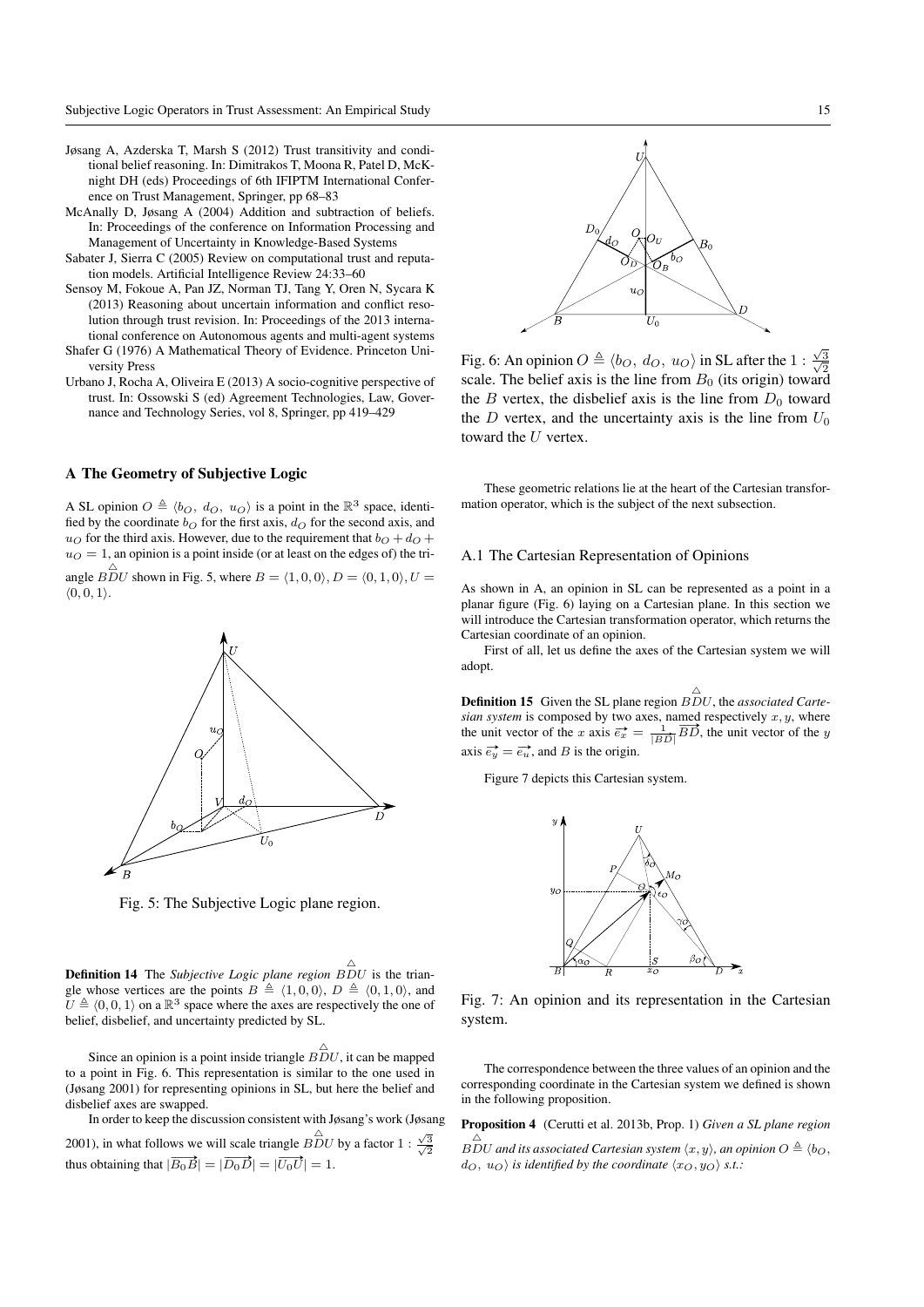Jøsang A, Azderska T, Marsh S (2012) Trust transitivity and conditional belief reasoning. In: Dimitrakos T, Moona R, Patel D, McKnight DH (eds) Proceedings of 6th IFIPTM International Conference on Trust Management, Springer, pp 68–83

McAnally D, Jøsang A (2004) Addition and subtraction of beliefs. In: Proceedings of the conference on Information Processing and Management of Uncertainty in Knowledge-Based Systems

Sabater J, Sierra C (2005) Review on computational trust and reputation models. Artificial Intelligence Review 24:33–60

Sensoy M, Fokoue A, Pan JZ, Norman TJ, Tang Y, Oren N, Sycara K (2013) Reasoning about uncertain information and conflict resolution through trust revision. In: Proceedings of the 2013 international conference on Autonomous agents and multi-agent systems

Shafer G (1976) A Mathematical Theory of Evidence. Princeton University Press

Urbano J, Rocha A, Oliveira E (2013) A socio-cognitive perspective of trust. In: Ossowski S (ed) Agreement Technologies, Law, Governance and Technology Series, vol 8, Springer, pp 419–429

## A The Geometry of Subjective Logic

A SL opinion $O \triangleq \langle b_O,\ d_O,\ u_O \rangle$ is a point in the $\mathbb{R}^3$ space, identified by the coordinate $b_O$ for the first axis, $d_O$ for the second axis, and $u_O$ for the third axis. However, due to the requirement that $b_O + d_O + u_O = 1$, an opinion is a point inside (or at least on the edges of) the triangle $\overset{\triangle}{BDU}$ shown in Fig. 5, where $B = \langle 1, 0, 0 \rangle, D = \langle 0, 1, 0 \rangle, U = \langle 0, 0, 1 \rangle$.

Fig. 5: The Subjective Logic plane region.

**Definition 14** The *Subjective Logic plane region* $\overset{\triangle}{BDU}$ is the triangle whose vertices are the points $B \triangleq \langle 1, 0, 0 \rangle$, $D \triangleq \langle 0, 1, 0 \rangle$, and $U \triangleq \langle 0, 0, 1 \rangle$ on a $\mathbb{R}^3$ space where the axes are respectively the one of belief, disbelief, and uncertainty predicted by SL.

Since an opinion is a point inside triangle $\overset{\triangle}{BDU}$, it can be mapped to a point in Fig. 6. This representation is similar to the one used in (Jøsang 2001) for representing opinions in SL, but here the belief and disbelief axes are swapped.

In order to keep the discussion consistent with Jøsang's work (Jøsang 2001), in what follows we will scale triangle $\overset{\triangle}{BDU}$ by a factor $1 : \frac{\sqrt{3}}{\sqrt{2}}$ thus obtaining that $|\overrightarrow{B_0 B}| = |\overrightarrow{D_0 D}| = |\overrightarrow{U_0 U}| = 1$.

Fig. 6: An opinion $O \triangleq \langle b_O,\ d_O,\ u_O \rangle$ in SL after the $1 : \frac{\sqrt{3}}{\sqrt{2}}$ scale. The belief axis is the line from $B_0$ (its origin) toward the $B$ vertex, the disbelief axis is the line from $D_0$ toward the $D$ vertex, and the uncertainty axis is the line from $U_0$ toward the $U$ vertex.

These geometric relations lie at the heart of the Cartesian transformation operator, which is the subject of the next subsection.

### A.1 The Cartesian Representation of Opinions

As shown in A, an opinion in SL can be represented as a point in a planar figure (Fig. 6) laying on a Cartesian plane. In this section we will introduce the Cartesian transformation operator, which returns the Cartesian coordinate of an opinion.

First of all, let us define the axes of the Cartesian system we will adopt.

**Definition 15** Given the SL plane region $\overset{\triangle}{BDU}$, the *associated Cartesian system* is composed by two axes, named respectively $x, y$, where the unit vector of the $x$ axis $\overrightarrow{e_x} = \frac{1}{|\overrightarrow{BD}|}\overrightarrow{BD}$, the unit vector of the $y$ axis $\overrightarrow{e_y} = \overrightarrow{e_u}$, and $B$ is the origin.

Figure 7 depicts this Cartesian system.

Fig. 7: An opinion and its representation in the Cartesian system.

The correspondence between the three values of an opinion and the corresponding coordinate in the Cartesian system we defined is shown in the following proposition.

**Proposition 4** (Cerutti et al. 2013b, Prop. 1) *Given a SL plane region $\overset{\triangle}{BDU}$ and its associated Cartesian system $\langle x, y \rangle$, an opinion $O \triangleq \langle b_O,\ d_O,\ u_O \rangle$ is identified by the coordinate $\langle x_O, y_O \rangle$ s.t.:*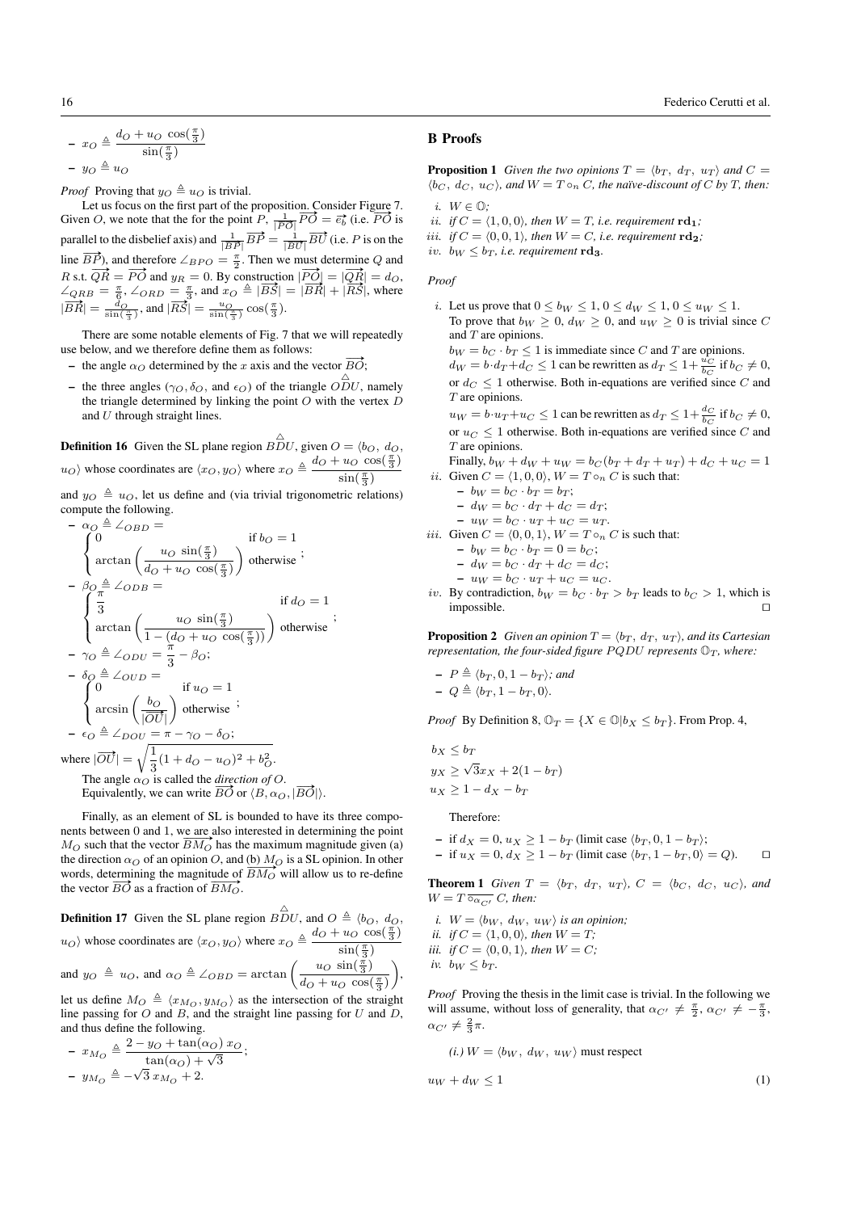- $x_O \triangleq \dfrac{d_O + u_O \cos(\frac{\pi}{3})}{\sin(\frac{\pi}{3})}$
- $y_O \triangleq u_O$

*Proof* Proving that $y_O \triangleq u_O$ is trivial.

Let us focus on the first part of the proposition. Consider Figure 7. Given $O$, we note that the for the point $P$, $\frac{1}{|\overrightarrow{PO}|}\overrightarrow{PO} = \overrightarrow{e_b}$ (i.e. $\overrightarrow{PO}$ is parallel to the disbelief axis) and $\frac{1}{|\overrightarrow{BP}|}\overrightarrow{BP} = \frac{1}{|\overrightarrow{BU}|}\overrightarrow{BU}$ (i.e. $P$ is on the line $\overrightarrow{BP}$), and therefore $\angle_{BPO} = \frac{\pi}{2}$. Then we must determine $Q$ and $R$ s.t. $\overrightarrow{QR} = \overrightarrow{PO}$ and $y_R = 0$. By construction $|\overrightarrow{PO}| = |\overrightarrow{QR}| = d_O$, $\angle_{QRB} = \frac{\pi}{6}$, $\angle_{ORD} = \frac{\pi}{3}$, and $x_O \triangleq |\overrightarrow{BS}| = |\overrightarrow{BR}| + |\overrightarrow{RS}|$, where $|\overrightarrow{BR}| = \frac{d_O}{\sin(\frac{\pi}{3})}$, and $|\overrightarrow{RS}| = \frac{u_O}{\sin(\frac{\pi}{3})}\cos(\frac{\pi}{3})$.

There are some notable elements of Fig. 7 that we will repeatedly use below, and we therefore define them as follows:

- the angle $\alpha_O$ determined by the $x$ axis and the vector $\overrightarrow{BO}$;
- the three angles ($\gamma_O, \delta_O$, and $\epsilon_O$) of the triangle $\overset{\triangle}{ODU}$, namely the triangle determined by linking the point $O$ with the vertex $D$ and $U$ through straight lines.

**Definition 16** Given the SL plane region $\overset{\triangle}{BDU}$, given $O = \langle b_O,\ d_O,\ u_O\rangle$ whose coordinates are $\langle x_O, y_O\rangle$ where $x_O \triangleq \dfrac{d_O + u_O \cos(\frac{\pi}{3})}{\sin(\frac{\pi}{3})}$ and $y_O \triangleq u_O$, let us define and (via trivial trigonometric relations) compute the following.

- $\alpha_O \triangleq \angle_{OBD} = \begin{cases} 0 & \text{if } b_O = 1 \\ \arctan\left(\dfrac{u_O \sin(\frac{\pi}{3})}{d_O + u_O \cos(\frac{\pi}{3})}\right) & \text{otherwise} \end{cases}$;
- $\beta_O \triangleq \angle_{ODB} = \begin{cases} \dfrac{\pi}{3} & \text{if } d_O = 1 \\ \arctan\left(\dfrac{u_O \sin(\frac{\pi}{3})}{1 - (d_O + u_O \cos(\frac{\pi}{3}))}\right) & \text{otherwise} \end{cases}$;
- $\gamma_O \triangleq \angle_{ODU} = \dfrac{\pi}{3} - \beta_O$;
- $\delta_O \triangleq \angle_{OUD} = \begin{cases} 0 & \text{if } u_O = 1 \\ \arcsin\left(\dfrac{b_O}{|\overrightarrow{OU}|}\right) & \text{otherwise} \end{cases}$;
- $\epsilon_O \triangleq \angle_{DOU} = \pi - \gamma_O - \delta_O$;

where $|\overrightarrow{OU}| = \sqrt{\dfrac{1}{3}(1 + d_O - u_O)^2 + b_O^2}$.

The angle $\alpha_O$ is called the *direction of* $O$.

Equivalently, we can write $\overrightarrow{BO}$ or $\langle B, \alpha_O, |\overrightarrow{BO}|\rangle$.

Finally, as an element of SL is bounded to have its three components between 0 and 1, we are also interested in determining the point $M_O$ such that the vector $\overrightarrow{BM_O}$ has the maximum magnitude given (a) the direction $\alpha_O$ of an opinion $O$, and (b) $M_O$ is a SL opinion. In other words, determining the magnitude of $\overrightarrow{BM_O}$ will allow us to re-define the vector $\overrightarrow{BO}$ as a fraction of $\overrightarrow{BM_O}$.

**Definition 17** Given the SL plane region $\overset{\triangle}{BDU}$, and $O \triangleq \langle b_O,\ d_O,\ u_O\rangle$ whose coordinates are $\langle x_O, y_O\rangle$ where $x_O \triangleq \dfrac{d_O + u_O \cos(\frac{\pi}{3})}{\sin(\frac{\pi}{3})}$ and $y_O \triangleq u_O$, and $\alpha_O \triangleq \angle_{OBD} = \arctan\left(\dfrac{u_O \sin(\frac{\pi}{3})}{d_O + u_O \cos(\frac{\pi}{3})}\right)$, let us define $M_O \triangleq \langle x_{M_O}, y_{M_O}\rangle$ as the intersection of the straight line passing for $O$ and $B$, and the straight line passing for $U$ and $D$, and thus define the following.

- $x_{M_O} \triangleq \dfrac{2 - y_O + \tan(\alpha_O)\, x_O}{\tan(\alpha_O) + \sqrt{3}}$;
- $y_{M_O} \triangleq -\sqrt{3}\, x_{M_O} + 2$.

## B Proofs

**Proposition 1** *Given the two opinions $T = \langle b_T,\ d_T,\ u_T\rangle$ and $C = \langle b_C,\ d_C,\ u_C\rangle$, and $W = T \circ_n C$, the naïve-discount of $C$ by $T$, then:*

*i.* $W \in \mathbb{O}$;
*ii.* *if $C = \langle 1, 0, 0\rangle$, then $W = T$, i.e. requirement* $\mathbf{rd_1}$*;*
*iii.* *if $C = \langle 0, 0, 1\rangle$, then $W = C$, i.e. requirement* $\mathbf{rd_2}$*;*
*iv.* $b_W \leq b_T$*, i.e. requirement* $\mathbf{rd_3}$.

*Proof*

*i.* Let us prove that $0 \leq b_W \leq 1$, $0 \leq d_W \leq 1$, $0 \leq u_W \leq 1$.
To prove that $b_W \geq 0$, $d_W \geq 0$, and $u_W \geq 0$ is trivial since $C$ and $T$ are opinions.
$b_W = b_C \cdot b_T \leq 1$ is immediate since $C$ and $T$ are opinions.
$d_W = b \cdot d_T + d_C \leq 1$ can be rewritten as $d_T \leq 1 + \frac{u_C}{b_C}$ if $b_C \neq 0$, or $d_C \leq 1$ otherwise. Both in-equations are verified since $C$ and $T$ are opinions.
$u_W = b \cdot u_T + u_C \leq 1$ can be rewritten as $d_T \leq 1 + \frac{d_C}{b_C}$ if $b_C \neq 0$, or $u_C \leq 1$ otherwise. Both in-equations are verified since $C$ and $T$ are opinions.
Finally, $b_W + d_W + u_W = b_C(b_T + d_T + u_T) + d_C + u_C = 1$

*ii.* Given $C = \langle 1, 0, 0\rangle$, $W = T \circ_n C$ is such that:
- $b_W = b_C \cdot b_T = b_T$;
- $d_W = b_C \cdot d_T + d_C = d_T$;
- $u_W = b_C \cdot u_T + u_C = u_T$.

*iii.* Given $C = \langle 0, 0, 1\rangle$, $W = T \circ_n C$ is such that:
- $b_W = b_C \cdot b_T = 0 = b_C$;
- $d_W = b_C \cdot d_T + d_C = d_C$;
- $u_W = b_C \cdot u_T + u_C = u_C$.

*iv.* By contradiction, $b_W = b_C \cdot b_T > b_T$ leads to $b_C > 1$, which is impossible. □

**Proposition 2** *Given an opinion $T = \langle b_T,\ d_T,\ u_T\rangle$, and its Cartesian representation, the four-sided figure $PQDU$ represents $\mathbb{O}_T$, where:*

- $P \triangleq \langle b_T, 0, 1 - b_T\rangle$*; and*
- $Q \triangleq \langle b_T, 1 - b_T, 0\rangle$.

*Proof* By Definition 8, $\mathbb{O}_T = \{X \in \mathbb{O} | b_X \leq b_T\}$. From Prop. 4,

$$b_X \leq b_T$$
$$y_X \geq \sqrt{3}x_X + 2(1 - b_T)$$
$$u_X \geq 1 - d_X - b_T$$

Therefore:

- if $d_X = 0$, $u_X \geq 1 - b_T$ (limit case $\langle b_T, 0, 1 - b_T\rangle$;
- if $u_X = 0$, $d_X \geq 1 - b_T$ (limit case $\langle b_T, 1 - b_T, 0\rangle = Q$). □

**Theorem 1** *Given $T = \langle b_T,\ d_T,\ u_T\rangle$, $C = \langle b_C,\ d_C,\ u_C\rangle$, and $W = T \,\overline{\circ}_{\alpha_{C'}}\, C$, then:*

*i.* $W = \langle b_W,\ d_W,\ u_W\rangle$ *is an opinion;*
*ii.* *if $C = \langle 1, 0, 0\rangle$, then $W = T$;*
*iii.* *if $C = \langle 0, 0, 1\rangle$, then $W = C$;*
*iv.* $b_W \leq b_T$.

*Proof* Proving the thesis in the limit case is trivial. In the following we will assume, without loss of generality, that $\alpha_{C'} \neq \frac{\pi}{2}$, $\alpha_{C'} \neq -\frac{\pi}{3}$, $\alpha_{C'} \neq \frac{2}{3}\pi$.

*(i.)* $W = \langle b_W,\ d_W,\ u_W\rangle$ must respect

$$u_W + d_W \leq 1 \tag{1}$$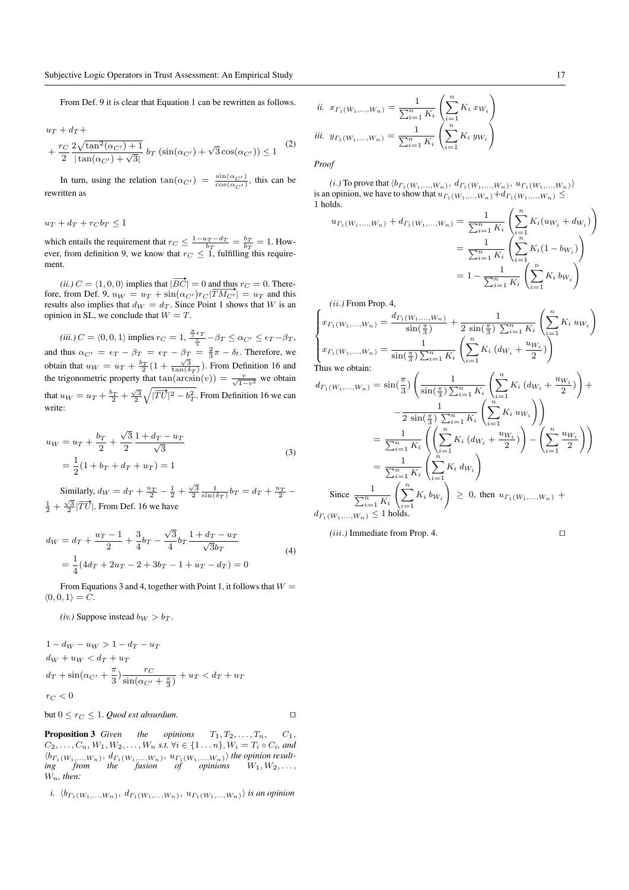From Def. 9 it is clear that Equation 1 can be rewritten as follows.

$$
\begin{aligned}
&u_T + d_T + \\
&+ \frac{r_C}{2} \frac{2\sqrt{\tan^2(\alpha_{C'}) + 1}}{|\tan(\alpha_{C'}) + \sqrt{3}|}\, b_T\, (\sin(\alpha_{C'}) + \sqrt{3}\cos(\alpha_{C'})) \leq 1
\end{aligned} \tag{2}
$$

In turn, using the relation $\tan(\alpha_{C'}) = \frac{\sin(\alpha_{C'})}{\cos(\alpha_{C'})}$, this can be rewritten as

$$
u_T + d_T + r_C b_T \leq 1
$$

which entails the requirement that $r_C \leq \frac{1-u_T-d_T}{b_T} = \frac{b_T}{b_T} = 1$. However, from definition 9, we know that $r_C \leq 1$, fulfilling this requirement.

*(ii.)* $C = \langle 1, 0, 0\rangle$ implies that $|\overrightarrow{BC}| = 0$ and thus $r_C = 0$. Therefore, from Def. 9, $u_W = u_T + \sin(\alpha_{C'}) r_C |\overrightarrow{TM_{C'}}| = u_T$ and this results also implies that $d_W = d_T$. Since Point 1 shows that $W$ is an opinion in SL, we conclude that $W = T$.

*(iii.)* $C = \langle 0, 0, 1\rangle$ implies $r_C = 1$, $\frac{\frac{\pi}{3}\epsilon_T}{\frac{\pi}{3}} - \beta_T \leq \alpha_{C'} \leq \epsilon_T - \beta_T$, and thus $\alpha_{C'} = \epsilon_T - \beta_T = \epsilon_T - \beta_T = \frac{2}{3}\pi - \delta_t$. Therefore, we obtain that $u_W = u_T + \frac{b_T}{2}(1 + \frac{\sqrt{3}}{\tan(\delta_T)})$. From Definition 16 and the trigonometric property that $\tan(\arcsin(v)) = \frac{v}{\sqrt{1-v^2}}$ we obtain that $u_W = u_T + \frac{b_T}{2} + \frac{\sqrt{3}}{2}\sqrt{|\overrightarrow{TU}|^2 - b_T^2}$. From Definition 16 we can write:

$$
\begin{aligned}
u_W &= u_T + \frac{b_T}{2} + \frac{\sqrt{3}}{2}\frac{1 + d_T - u_T}{\sqrt{3}} \\
&= \frac{1}{2}(1 + b_T + d_T + u_T) = 1
\end{aligned} \tag{3}
$$

Similarly, $d_W = d_T + \frac{u_T}{2} - \frac{1}{2} + \frac{\sqrt{3}}{2}\frac{1}{\sin(\delta_T)} b_T = d_T + \frac{u_T}{2} - \frac{1}{2} + \frac{\sqrt{3}}{2}|\overrightarrow{TU}|$. From Def. 16 we have

$$
\begin{aligned}
d_W &= d_T + \frac{u_T - 1}{2} + \frac{3}{4}b_T - \frac{\sqrt{3}}{4}b_T\frac{1 + d_T - u_T}{\sqrt{3}b_T} \\
&= \frac{1}{4}(4d_T + 2u_T - 2 + 3b_T - 1 + u_T - d_T) = 0
\end{aligned} \tag{4}
$$

From Equations 3 and 4, together with Point 1, it follows that $W = \langle 0, 0, 1\rangle = C$.

*(iv.)* Suppose instead $b_W > b_T$.

$$
\begin{aligned}
&1 - d_W - u_W > 1 - d_T - u_T \\
&d_W + u_W < d_T + u_T \\
&d_T + \sin(\alpha_{C'} + \frac{\pi}{3})\frac{r_C}{\sin(\alpha_{C'} + \frac{\pi}{3})} + u_T < d_T + u_T \\
&r_C < 0
\end{aligned}
$$

but $0 \leq r_C \leq 1$. *Quod est absurdum.* □

**Proposition 3** *Given the opinions $T_1, T_2, \ldots, T_n$, $C_1, C_2, \ldots, C_n, W_1, W_2, \ldots, W_n$ s.t. $\forall i \in \{1 \ldots n\}, W_i = T_i \circ C_i$, and $\langle b_{\Gamma_1(W_1,\ldots,W_n)}, d_{\Gamma_1(W_1,\ldots,W_n)}, u_{\Gamma_1(W_1,\ldots,W_n)}\rangle$ the opinion resulting from the fusion of opinions $W_1, W_2, \ldots, W_n$, then:*

*i.* $\langle b_{\Gamma_1(W_1,\ldots,W_n)}, d_{\Gamma_1(W_1,\ldots,W_n)}, u_{\Gamma_1(W_1,\ldots,W_n)}\rangle$ *is an opinion*

*ii.* $x_{\Gamma_1(W_1,\ldots,W_n)} = \frac{1}{\sum_{i=1}^n K_i}\left(\sum_{i=1}^n K_i\, x_{W_i}\right)$

*iii.* $y_{\Gamma_1(W_1,\ldots,W_n)} = \frac{1}{\sum_{i=1}^n K_i}\left(\sum_{i=1}^n K_i\, y_{W_i}\right)$

*Proof*

*(i.)* To prove that $\langle b_{\Gamma_1(W_1,\ldots,W_n)}, d_{\Gamma_1(W_1,\ldots,W_n)}, u_{\Gamma_1(W_1,\ldots,W_n)}\rangle$ is an opinion, we have to show that $u_{\Gamma_1(W_1,\ldots,W_n)} + d_{\Gamma_1(W_1,\ldots,W_n)} \leq 1$ holds.

$$
\begin{aligned}
u_{\Gamma_1(W_1,\ldots,W_n)} + d_{\Gamma_1(W_1,\ldots,W_n)} &= \frac{1}{\sum_{i=1}^n K_i}\left(\sum_{i=1}^n K_i(u_{W_i} + d_{W_i})\right) \\
&= \frac{1}{\sum_{i=1}^n K_i}\left(\sum_{i=1}^n K_i(1 - b_{W_i})\right) \\
&= 1 - \frac{1}{\sum_{i=1}^n K_i}\left(\sum_{i=1}^n K_i\, b_{W_i}\right)
\end{aligned}
$$

*(ii.)* From Prop. 4,

$$
\begin{cases}
x_{\Gamma_1(W_1,\ldots,W_n)} = \dfrac{d_{\Gamma_1(W_1,\ldots,W_n)}}{\sin(\frac{\pi}{3})} + \dfrac{1}{2\,\sin(\frac{\pi}{3})\,\sum_{i=1}^n K_i}\left(\sum_{i=1}^n K_i\, u_{W_i}\right) \\
x_{\Gamma_1(W_1,\ldots,W_n)} = \dfrac{1}{\sin(\frac{\pi}{3})\sum_{i=1}^n K_i}\left(\sum_{i=1}^n K_i\,(d_{W_i} + \dfrac{u_{W_i}}{2})\right)
\end{cases}
$$

Thus we obtain:

$$
\begin{aligned}
d_{\Gamma_1(W_1,\ldots,W_n)} &= \sin(\frac{\pi}{3})\left(\frac{1}{\sin(\frac{\pi}{3})\sum_{i=1}^n K_i}\left(\sum_{i=1}^n K_i\,(d_{W_i} + \frac{u_{W_i}}{2})\right) + \right. \\
&\quad \left. -\frac{1}{2\,\sin(\frac{\pi}{3})\,\sum_{i=1}^n K_i}\left(\sum_{i=1}^n K_i\, u_{W_i}\right)\right) \\
&= \frac{1}{\sum_{i=1}^n K_i}\left(\left(\sum_{i=1}^n K_i\,(d_{W_i} + \frac{u_{W_i}}{2})\right) - \left(\sum_{i=1}^n \frac{u_{W_i}}{2}\right)\right) \\
&= \frac{1}{\sum_{i=1}^n K_i}\left(\sum_{i=1}^n K_i\, d_{W_i}\right)
\end{aligned}
$$

Since $\frac{1}{\sum_{i=1}^n K_i}\left(\sum_{i=1}^n K_i\, b_{W_i}\right) \geq 0$, then $u_{\Gamma_1(W_1,\ldots,W_n)} + d_{\Gamma_1(W_1,\ldots,W_n)} \leq 1$ holds.

*(iii.)* Immediate from Prop. 4. □